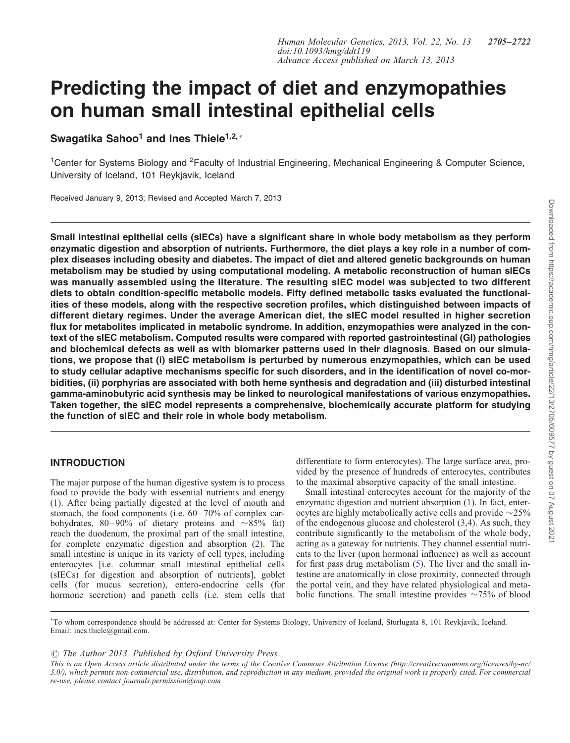# Predicting the impact of diet and enzymopathies on human small intestinal epithelial cells

**Swagatika Sahoo[1] and Ines Thiele[1,2,*]**

[1]Center for Systems Biology and [2]Faculty of Industrial Engineering, Mechanical Engineering & Computer Science, University of Iceland, 101 Reykjavik, Iceland

Received January 9, 2013; Revised and Accepted March 7, 2013

**Small intestinal epithelial cells (sIECs) have a significant share in whole body metabolism as they perform enzymatic digestion and absorption of nutrients. Furthermore, the diet plays a key role in a number of complex diseases including obesity and diabetes. The impact of diet and altered genetic backgrounds on human metabolism may be studied by using computational modeling. A metabolic reconstruction of human sIECs was manually assembled using the literature. The resulting sIEC model was subjected to two different diets to obtain condition-specific metabolic models. Fifty defined metabolic tasks evaluated the functionalities of these models, along with the respective secretion profiles, which distinguished between impacts of different dietary regimes. Under the average American diet, the sIEC model resulted in higher secretion flux for metabolites implicated in metabolic syndrome. In addition, enzymopathies were analyzed in the context of the sIEC metabolism. Computed results were compared with reported gastrointestinal (GI) pathologies and biochemical defects as well as with biomarker patterns used in their diagnosis. Based on our simulations, we propose that (i) sIEC metabolism is perturbed by numerous enzymopathies, which can be used to study cellular adaptive mechanisms specific for such disorders, and in the identification of novel co-morbidities, (ii) porphyrias are associated with both heme synthesis and degradation and (iii) disturbed intestinal gamma-aminobutyric acid synthesis may be linked to neurological manifestations of various enzymopathies. Taken together, the sIEC model represents a comprehensive, biochemically accurate platform for studying the function of sIEC and their role in whole body metabolism.**

## INTRODUCTION

The major purpose of the human digestive system is to process food to provide the body with essential nutrients and energy (1). After being partially digested at the level of mouth and stomach, the food components (i.e. 60–70% of complex carbohydrates, 80–90% of dietary proteins and ~85% fat) reach the duodenum, the proximal part of the small intestine, for complete enzymatic digestion and absorption (2). The small intestine is unique in its variety of cell types, including enterocytes [i.e. columnar small intestinal epithelial cells (sIECs) for digestion and absorption of nutrients], goblet cells (for mucus secretion), entero-endocrine cells (for hormone secretion) and paneth cells (i.e. stem cells that differentiate to form enterocytes). The large surface area, provided by the presence of hundreds of enterocytes, contributes to the maximal absorptive capacity of the small intestine.

Small intestinal enterocytes account for the majority of the enzymatic digestion and nutrient absorption (1). In fact, enterocytes are highly metabolically active cells and provide ~25% of the endogenous glucose and cholesterol (3,4). As such, they contribute significantly to the metabolism of the whole body, acting as a gateway for nutrients. They channel essential nutrients to the liver (upon hormonal influence) as well as account for first pass drug metabolism (5). The liver and the small intestine are anatomically in close proximity, connected through the portal vein, and they have related physiological and metabolic functions. The small intestine provides ~75% of blood

*To whom correspondence should be addressed at: Center for Systems Biology, University of Iceland, Sturlugata 8, 101 Reykjavik, Iceland. Email: ines.thiele@gmail.com.

© The Author 2013. Published by Oxford University Press.

*This is an Open Access article distributed under the terms of the Creative Commons Attribution License (http://creativecommons.org/licenses/by-nc/3.0/), which permits non-commercial use, distribution, and reproduction in any medium, provided the original work is properly cited. For commercial re-use, please contact journals.permission@oup.com*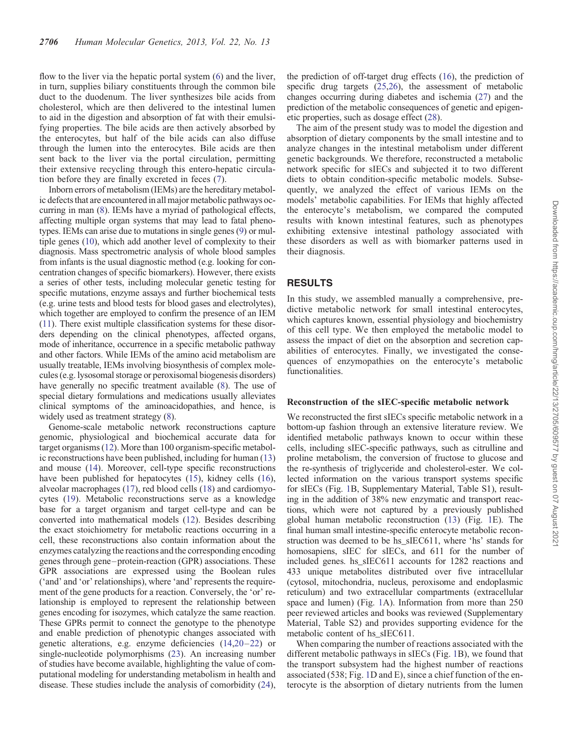flow to the liver via the hepatic portal system (6) and the liver, in turn, supplies biliary constituents through the common bile duct to the duodenum. The liver synthesizes bile acids from cholesterol, which are then delivered to the intestinal lumen to aid in the digestion and absorption of fat with their emulsifying properties. The bile acids are then actively absorbed by the enterocytes, but half of the bile acids can also diffuse through the lumen into the enterocytes. Bile acids are then sent back to the liver via the portal circulation, permitting their extensive recycling through this entero-hepatic circulation before they are finally excreted in feces (7).

Inborn errors of metabolism (IEMs) are the hereditary metabolic defects that are encountered in all major metabolic pathways occurring in man (8). IEMs have a myriad of pathological effects, affecting multiple organ systems that may lead to fatal phenotypes. IEMs can arise due to mutations in single genes (9) or multiple genes (10), which add another level of complexity to their diagnosis. Mass spectrometric analysis of whole blood samples from infants is the usual diagnostic method (e.g. looking for concentration changes of specific biomarkers). However, there exists a series of other tests, including molecular genetic testing for specific mutations, enzyme assays and further biochemical tests (e.g. urine tests and blood tests for blood gases and electrolytes), which together are employed to confirm the presence of an IEM (11). There exist multiple classification systems for these disorders depending on the clinical phenotypes, affected organs, mode of inheritance, occurrence in a specific metabolic pathway and other factors. While IEMs of the amino acid metabolism are usually treatable, IEMs involving biosynthesis of complex molecules (e.g. lysosomal storage or peroxisomal biogenesis disorders) have generally no specific treatment available (8). The use of special dietary formulations and medications usually alleviates clinical symptoms of the aminoacidopathies, and hence, is widely used as treatment strategy (8).

Genome-scale metabolic network reconstructions capture genomic, physiological and biochemical accurate data for target organisms (12). More than 100 organism-specific metabolic reconstructions have been published, including for human (13) and mouse (14). Moreover, cell-type specific reconstructions have been published for hepatocytes (15), kidney cells (16), alveolar macrophages (17), red blood cells (18) and cardiomyocytes (19). Metabolic reconstructions serve as a knowledge base for a target organism and target cell-type and can be converted into mathematical models (12). Besides describing the exact stoichiometry for metabolic reactions occurring in a cell, these reconstructions also contain information about the enzymes catalyzing the reactions and the corresponding encoding genes through gene–protein-reaction (GPR) associations. These GPR associations are expressed using the Boolean rules ('and' and 'or' relationships), where 'and' represents the requirement of the gene products for a reaction. Conversely, the 'or' relationship is employed to represent the relationship between genes encoding for isozymes, which catalyze the same reaction. These GPRs permit to connect the genotype to the phenotype and enable prediction of phenotypic changes associated with genetic alterations, e.g. enzyme deficiencies (14,20–22) or single-nucleotide polymorphisms (23). An increasing number of studies have become available, highlighting the value of computational modeling for understanding metabolism in health and disease. These studies include the analysis of comorbidity (24), the prediction of off-target drug effects (16), the prediction of specific drug targets (25,26), the assessment of metabolic changes occurring during diabetes and ischemia (27) and the prediction of the metabolic consequences of genetic and epigenetic properties, such as dosage effect (28).

The aim of the present study was to model the digestion and absorption of dietary components by the small intestine and to analyze changes in the intestinal metabolism under different genetic backgrounds. We therefore, reconstructed a metabolic network specific for sIECs and subjected it to two different diets to obtain condition-specific metabolic models. Subsequently, we analyzed the effect of various IEMs on the models' metabolic capabilities. For IEMs that highly affected the enterocyte's metabolism, we compared the computed results with known intestinal features, such as phenotypes exhibiting extensive intestinal pathology associated with these disorders as well as with biomarker patterns used in their diagnosis.

## RESULTS

In this study, we assembled manually a comprehensive, predictive metabolic network for small intestinal enterocytes, which captures known, essential physiology and biochemistry of this cell type. We then employed the metabolic model to assess the impact of diet on the absorption and secretion capabilities of enterocytes. Finally, we investigated the consequences of enzymopathies on the enterocyte's metabolic functionalities.

### Reconstruction of the sIEC-specific metabolic network

We reconstructed the first sIECs specific metabolic network in a bottom-up fashion through an extensive literature review. We identified metabolic pathways known to occur within these cells, including sIEC-specific pathways, such as citrulline and proline metabolism, the conversion of fructose to glucose and the re-synthesis of triglyceride and cholesterol-ester. We collected information on the various transport systems specific for sIECs (Fig. 1B, Supplementary Material, Table S1), resulting in the addition of 38% new enzymatic and transport reactions, which were not captured by a previously published global human metabolic reconstruction (13) (Fig. 1E). The final human small intestine-specific enterocyte metabolic reconstruction was deemed to be hs_sIEC611, where 'hs' stands for homosapiens, sIEC for sIECs, and 611 for the number of included genes. hs_sIEC611 accounts for 1282 reactions and 433 unique metabolites distributed over five intracellular (cytosol, mitochondria, nucleus, peroxisome and endoplasmic reticulum) and two extracellular compartments (extracellular space and lumen) (Fig. 1A). Information from more than 250 peer reviewed articles and books was reviewed (Supplementary Material, Table S2) and provides supporting evidence for the metabolic content of hs_sIEC611.

When comparing the number of reactions associated with the different metabolic pathways in sIECs (Fig. 1B), we found that the transport subsystem had the highest number of reactions associated (538; Fig. 1D and E), since a chief function of the enterocyte is the absorption of dietary nutrients from the lumen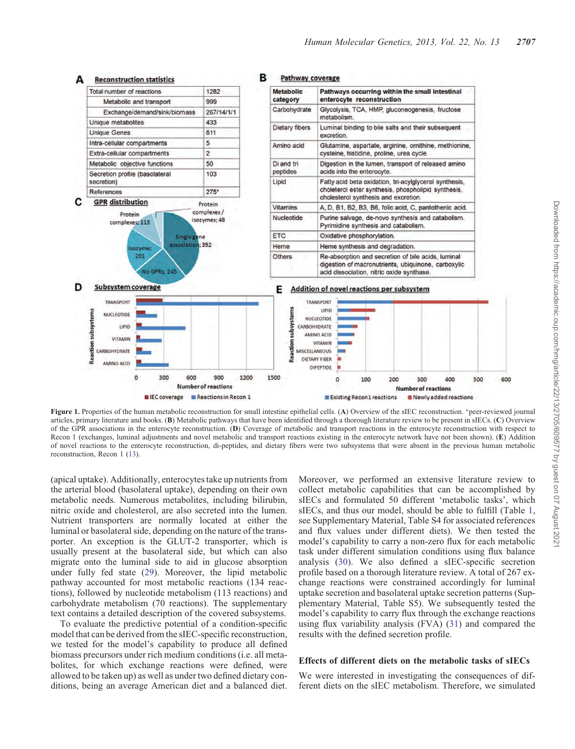**A Reconstruction statistics**

| | |
|---|---|
| Total number of reactions | 1282 |
| Metabolic and transport | 999 |
| Exchange/demand/sink/biomass | 267/14/1/1 |
| Unique metabolites | 433 |
| Unique Genes | 611 |
| Intra-cellular compartments | 5 |
| Extra-cellular compartments | 2 |
| Metabolic objective functions | 50 |
| Secretion profile (basolateral secretion) | 103 |
| References | 275* |

**B Pathway coverage**

| Metabolic category | Pathways occurring within the small intestinal enterocyte reconstruction |
|---|---|
| Carbohydrate | Glycolysis, TCA, HMP, gluconeogenesis, fructose metabolism. |
| Dietary fibers | Luminal binding to bile salts and their subsequent excretion. |
| Amino acid | Glutamine, aspartate, arginine, ornithine, methionine, cysteine, histidine, proline, urea cycle. |
| Di and tri peptides | Digestion in the lumen, transport of released amino acids into the enterocyte. |
| Lipid | Fatty acid beta oxidation, tri-acylglycerol synthesis, cholesterol ester synthesis, phospholipid synthesis, cholesterol synthesis and excretion. |
| Vitamins | A, D, B1, B2, B3, B6, folic acid, C, pantothenic acid. |
| Nucleotide | Purine salvage, de-novo synthesis and catabolism. Pyrimidine synthesis and catabolism. |
| ETC | Oxidative phosphorylation. |
| Heme | Heme synthesis and degradation. |
| Others | Re-absorption and secretion of bile acids, luminal digestion of macronutrients, ubiquinone, carboxylic acid dissociation, nitric oxide synthase. |

**Figure 1.** Properties of the human metabolic reconstruction for small intestine epithelial cells. (**A**) Overview of the sIEC reconstruction. *peer-reviewed journal articles, primary literature and books. (**B**) Metabolic pathways that have been identified through a thorough literature review to be present in sIECs. (**C**) Overview of the GPR associations in the enterocyte reconstruction. (**D**) Coverage of metabolic and transport reactions in the enterocyte reconstruction with respect to Recon 1 (exchanges, luminal adjustments and novel metabolic and transport reactions existing in the enterocyte network have not been shown). (**E**) Addition of novel reactions to the enterocyte reconstruction, di-peptides, and dietary fibers were two subsystems that were absent in the previous human metabolic reconstruction, Recon 1 (13).

(apical uptake). Additionally, enterocytes take up nutrients from the arterial blood (basolateral uptake), depending on their own metabolic needs. Numerous metabolites, including bilirubin, nitric oxide and cholesterol, are also secreted into the lumen. Nutrient transporters are normally located at either the luminal or basolateral side, depending on the nature of the transporter. An exception is the GLUT-2 transporter, which is usually present at the basolateral side, but which can also migrate onto the luminal side to aid in glucose absorption under fully fed state (29). Moreover, the lipid metabolic pathway accounted for most metabolic reactions (134 reactions), followed by nucleotide metabolism (113 reactions) and carbohydrate metabolism (70 reactions). The supplementary text contains a detailed description of the covered subsystems.

To evaluate the predictive potential of a condition-specific model that can be derived from the sIEC-specific reconstruction, we tested for the model's capability to produce all defined biomass precursors under rich medium conditions (i.e. all metabolites, for which exchange reactions were defined, were allowed to be taken up) as well as under two defined dietary conditions, being an average American diet and a balanced diet. Moreover, we performed an extensive literature review to collect metabolic capabilities that can be accomplished by sIECs and formulated 50 different 'metabolic tasks', which sIECs, and thus our model, should be able to fulfill (Table 1, see Supplementary Material, Table S4 for associated references and flux values under different diets). We then tested the model's capability to carry a non-zero flux for each metabolic task under different simulation conditions using flux balance analysis (30). We also defined a sIEC-specific secretion profile based on a thorough literature review. A total of 267 exchange reactions were constrained accordingly for luminal uptake secretion and basolateral uptake secretion patterns (Supplementary Material, Table S5). We subsequently tested the model's capability to carry flux through the exchange reactions using flux variability analysis (FVA) (31) and compared the results with the defined secretion profile.

### Effects of different diets on the metabolic tasks of sIECs

We were interested in investigating the consequences of different diets on the sIEC metabolism. Therefore, we simulated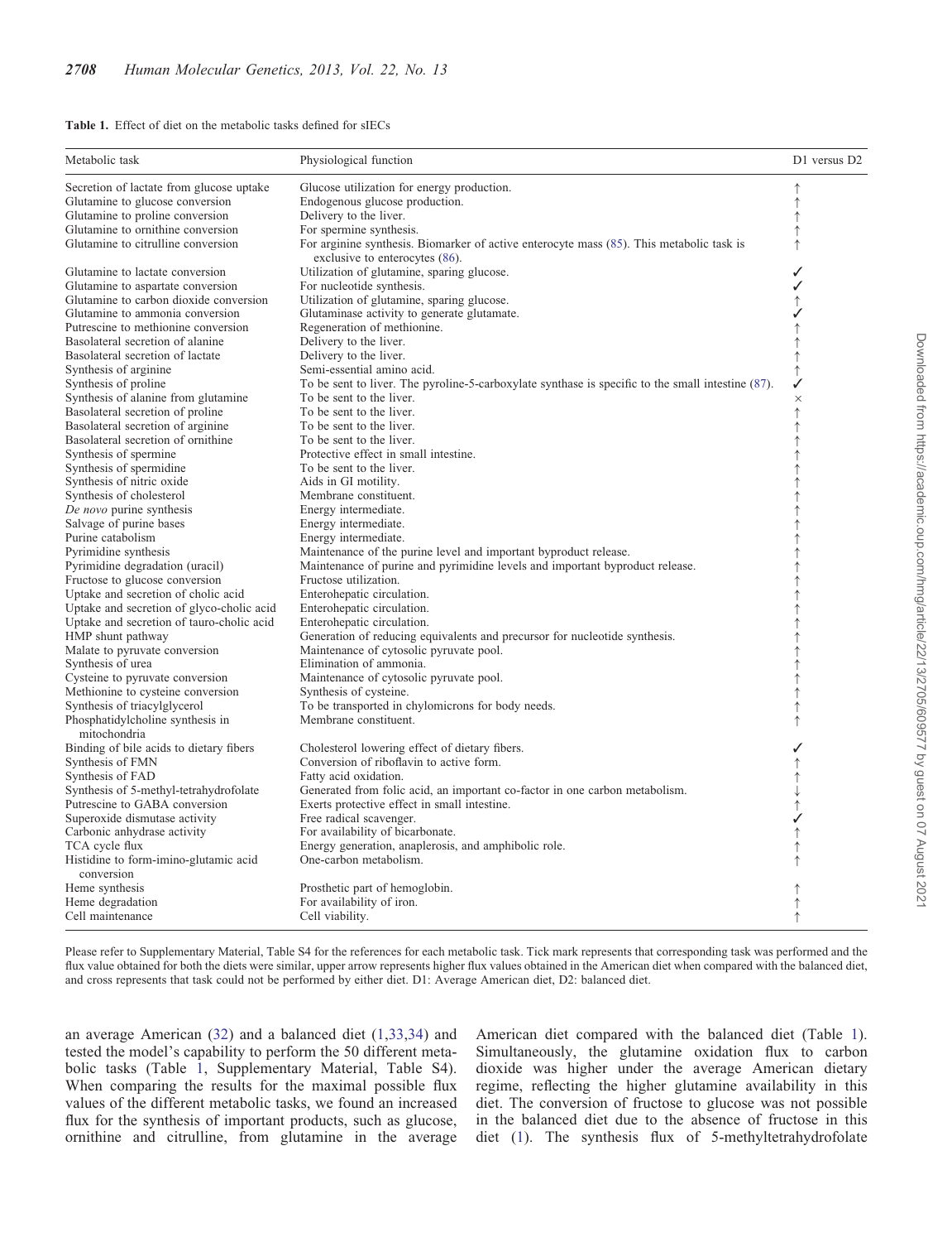**Table 1.** Effect of diet on the metabolic tasks defined for sIECs

| Metabolic task | Physiological function | D1 versus D2 |
|---|---|---|
| Secretion of lactate from glucose uptake | Glucose utilization for energy production. | ↑ |
| Glutamine to glucose conversion | Endogenous glucose production. | ↑ |
| Glutamine to proline conversion | Delivery to the liver. | ↑ |
| Glutamine to ornithine conversion | For spermine synthesis. | ↑ |
| Glutamine to citrulline conversion | For arginine synthesis. Biomarker of active enterocyte mass (85). This metabolic task is exclusive to enterocytes (86). | ↑ |
| Glutamine to lactate conversion | Utilization of glutamine, sparing glucose. | ✓ |
| Glutamine to aspartate conversion | For nucleotide synthesis. | ✓ |
| Glutamine to carbon dioxide conversion | Utilization of glutamine, sparing glucose. | ↑ |
| Glutamine to ammonia conversion | Glutaminase activity to generate glutamate. | ✓ |
| Putrescine to methionine conversion | Regeneration of methionine. | ↑ |
| Basolateral secretion of alanine | Delivery to the liver. | ↑ |
| Basolateral secretion of lactate | Delivery to the liver. | ↑ |
| Synthesis of arginine | Semi-essential amino acid. | ↑ |
| Synthesis of proline | To be sent to liver. The pyroline-5-carboxylate synthase is specific to the small intestine (87). | ✓ |
| Synthesis of alanine from glutamine | To be sent to the liver. | × |
| Basolateral secretion of proline | To be sent to the liver. | ↑ |
| Basolateral secretion of arginine | To be sent to the liver. | ↑ |
| Basolateral secretion of ornithine | To be sent to the liver. | ↑ |
| Synthesis of spermine | Protective effect in small intestine. | ↑ |
| Synthesis of spermidine | To be sent to the liver. | ↑ |
| Synthesis of nitric oxide | Aids in GI motility. | ↑ |
| Synthesis of cholesterol | Membrane constituent. | ↑ |
| *De novo* purine synthesis | Energy intermediate. | ↑ |
| Salvage of purine bases | Energy intermediate. | ↑ |
| Purine catabolism | Energy intermediate. | ↑ |
| Pyrimidine synthesis | Maintenance of the purine level and important byproduct release. | ↑ |
| Pyrimidine degradation (uracil) | Maintenance of purine and pyrimidine levels and important byproduct release. | ↑ |
| Fructose to glucose conversion | Fructose utilization. | ↑ |
| Uptake and secretion of cholic acid | Enterohepatic circulation. | ↑ |
| Uptake and secretion of glyco-cholic acid | Enterohepatic circulation. | ↑ |
| Uptake and secretion of tauro-cholic acid | Enterohepatic circulation. | ↑ |
| HMP shunt pathway | Generation of reducing equivalents and precursor for nucleotide synthesis. | ↑ |
| Malate to pyruvate conversion | Maintenance of cytosolic pyruvate pool. | ↑ |
| Synthesis of urea | Elimination of ammonia. | ↑ |
| Cysteine to pyruvate conversion | Maintenance of cytosolic pyruvate pool. | ↑ |
| Methionine to cysteine conversion | Synthesis of cysteine. | ↑ |
| Synthesis of triacylglycerol | To be transported in chylomicrons for body needs. | ↑ |
| Phosphatidylcholine synthesis in mitochondria | Membrane constituent. | ↑ |
| Binding of bile acids to dietary fibers | Cholesterol lowering effect of dietary fibers. | ✓ |
| Synthesis of FMN | Conversion of riboflavin to active form. | ↑ |
| Synthesis of FAD | Fatty acid oxidation. | ↑ |
| Synthesis of 5-methyl-tetrahydrofolate | Generated from folic acid, an important co-factor in one carbon metabolism. | ↓ |
| Putrescine to GABA conversion | Exerts protective effect in small intestine. | ↑ |
| Superoxide dismutase activity | Free radical scavenger. | ✓ |
| Carbonic anhydrase activity | For availability of bicarbonate. | ↑ |
| TCA cycle flux | Energy generation, anaplerosis, and amphibolic role. | ↑ |
| Histidine to form-imino-glutamic acid conversion | One-carbon metabolism. | ↑ |
| Heme synthesis | Prosthetic part of hemoglobin. | ↑ |
| Heme degradation | For availability of iron. | ↑ |
| Cell maintenance | Cell viability. | ↑ |

Please refer to Supplementary Material, Table S4 for the references for each metabolic task. Tick mark represents that corresponding task was performed and the flux value obtained for both the diets were similar, upper arrow represents higher flux values obtained in the American diet when compared with the balanced diet, and cross represents that task could not be performed by either diet. D1: Average American diet, D2: balanced diet.

an average American (32) and a balanced diet (1,33,34) and tested the model's capability to perform the 50 different metabolic tasks (Table 1, Supplementary Material, Table S4). When comparing the results for the maximal possible flux values of the different metabolic tasks, we found an increased flux for the synthesis of important products, such as glucose, ornithine and citrulline, from glutamine in the average American diet compared with the balanced diet (Table 1). Simultaneously, the glutamine oxidation flux to carbon dioxide was higher under the average American dietary regime, reflecting the higher glutamine availability in this diet. The conversion of fructose to glucose was not possible in the balanced diet due to the absence of fructose in this diet (1). The synthesis flux of 5-methyltetrahydrofolate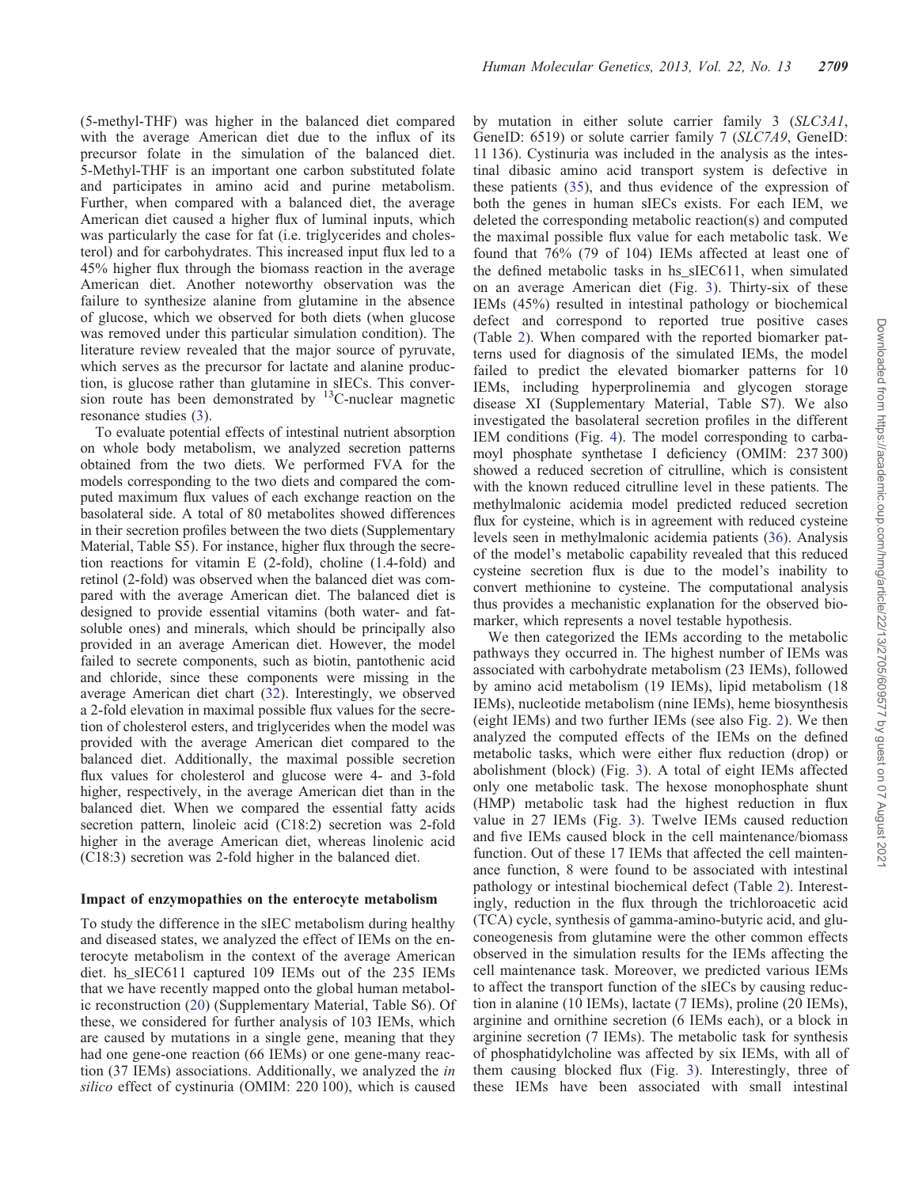(5-methyl-THF) was higher in the balanced diet compared with the average American diet due to the influx of its precursor folate in the simulation of the balanced diet. 5-Methyl-THF is an important one carbon substituted folate and participates in amino acid and purine metabolism. Further, when compared with a balanced diet, the average American diet caused a higher flux of luminal inputs, which was particularly the case for fat (i.e. triglycerides and cholesterol) and for carbohydrates. This increased input flux led to a 45% higher flux through the biomass reaction in the average American diet. Another noteworthy observation was the failure to synthesize alanine from glutamine in the absence of glucose, which we observed for both diets (when glucose was removed under this particular simulation condition). The literature review revealed that the major source of pyruvate, which serves as the precursor for lactate and alanine production, is glucose rather than glutamine in sIECs. This conversion route has been demonstrated by $^{13}$C-nuclear magnetic resonance studies (3).

To evaluate potential effects of intestinal nutrient absorption on whole body metabolism, we analyzed secretion patterns obtained from the two diets. We performed FVA for the models corresponding to the two diets and compared the computed maximum flux values of each exchange reaction on the basolateral side. A total of 80 metabolites showed differences in their secretion profiles between the two diets (Supplementary Material, Table S5). For instance, higher flux through the secretion reactions for vitamin E (2-fold), choline (1.4-fold) and retinol (2-fold) was observed when the balanced diet was compared with the average American diet. The balanced diet is designed to provide essential vitamins (both water- and fat-soluble ones) and minerals, which should be principally also provided in an average American diet. However, the model failed to secrete components, such as biotin, pantothenic acid and chloride, since these components were missing in the average American diet chart (32). Interestingly, we observed a 2-fold elevation in maximal possible flux values for the secretion of cholesterol esters, and triglycerides when the model was provided with the average American diet compared to the balanced diet. Additionally, the maximal possible secretion flux values for cholesterol and glucose were 4- and 3-fold higher, respectively, in the average American diet than in the balanced diet. When we compared the essential fatty acids secretion pattern, linoleic acid (C18:2) secretion was 2-fold higher in the average American diet, whereas linolenic acid (C18:3) secretion was 2-fold higher in the balanced diet.

### Impact of enzymopathies on the enterocyte metabolism

To study the difference in the sIEC metabolism during healthy and diseased states, we analyzed the effect of IEMs on the enterocyte metabolism in the context of the average American diet. hs_sIEC611 captured 109 IEMs out of the 235 IEMs that we have recently mapped onto the global human metabolic reconstruction (20) (Supplementary Material, Table S6). Of these, we considered for further analysis of 103 IEMs, which are caused by mutations in a single gene, meaning that they had one gene-one reaction (66 IEMs) or one gene-many reaction (37 IEMs) associations. Additionally, we analyzed the *in silico* effect of cystinuria (OMIM: 220 100), which is caused by mutation in either solute carrier family 3 (*SLC3A1*, GeneID: 6519) or solute carrier family 7 (*SLC7A9*, GeneID: 11 136). Cystinuria was included in the analysis as the intestinal dibasic amino acid transport system is defective in these patients (35), and thus evidence of the expression of both the genes in human sIECs exists. For each IEM, we deleted the corresponding metabolic reaction(s) and computed the maximal possible flux value for each metabolic task. We found that 76% (79 of 104) IEMs affected at least one of the defined metabolic tasks in hs_sIEC611, when simulated on an average American diet (Fig. 3). Thirty-six of these IEMs (45%) resulted in intestinal pathology or biochemical defect and correspond to reported true positive cases (Table 2). When compared with the reported biomarker patterns used for diagnosis of the simulated IEMs, the model failed to predict the elevated biomarker patterns for 10 IEMs, including hyperprolinemia and glycogen storage disease XI (Supplementary Material, Table S7). We also investigated the basolateral secretion profiles in the different IEM conditions (Fig. 4). The model corresponding to carbamoyl phosphate synthetase I deficiency (OMIM: 237 300) showed a reduced secretion of citrulline, which is consistent with the known reduced citrulline level in these patients. The methylmalonic acidemia model predicted reduced secretion flux for cysteine, which is in agreement with reduced cysteine levels seen in methylmalonic acidemia patients (36). Analysis of the model's metabolic capability revealed that this reduced cysteine secretion flux is due to the model's inability to convert methionine to cysteine. The computational analysis thus provides a mechanistic explanation for the observed biomarker, which represents a novel testable hypothesis.

We then categorized the IEMs according to the metabolic pathways they occurred in. The highest number of IEMs was associated with carbohydrate metabolism (23 IEMs), followed by amino acid metabolism (19 IEMs), lipid metabolism (18 IEMs), nucleotide metabolism (nine IEMs), heme biosynthesis (eight IEMs) and two further IEMs (see also Fig. 2). We then analyzed the computed effects of the IEMs on the defined metabolic tasks, which were either flux reduction (drop) or abolishment (block) (Fig. 3). A total of eight IEMs affected only one metabolic task. The hexose monophosphate shunt (HMP) metabolic task had the highest reduction in flux value in 27 IEMs (Fig. 3). Twelve IEMs caused reduction and five IEMs caused block in the cell maintenance/biomass function. Out of these 17 IEMs that affected the cell maintenance function, 8 were found to be associated with intestinal pathology or intestinal biochemical defect (Table 2). Interestingly, reduction in the flux through the trichloroacetic acid (TCA) cycle, synthesis of gamma-amino-butyric acid, and gluconeogenesis from glutamine were the other common effects observed in the simulation results for the IEMs affecting the cell maintenance task. Moreover, we predicted various IEMs to affect the transport function of the sIECs by causing reduction in alanine (10 IEMs), lactate (7 IEMs), proline (20 IEMs), arginine and ornithine secretion (6 IEMs each), or a block in arginine secretion (7 IEMs). The metabolic task for synthesis of phosphatidylcholine was affected by six IEMs, with all of them causing blocked flux (Fig. 3). Interestingly, three of these IEMs have been associated with small intestinal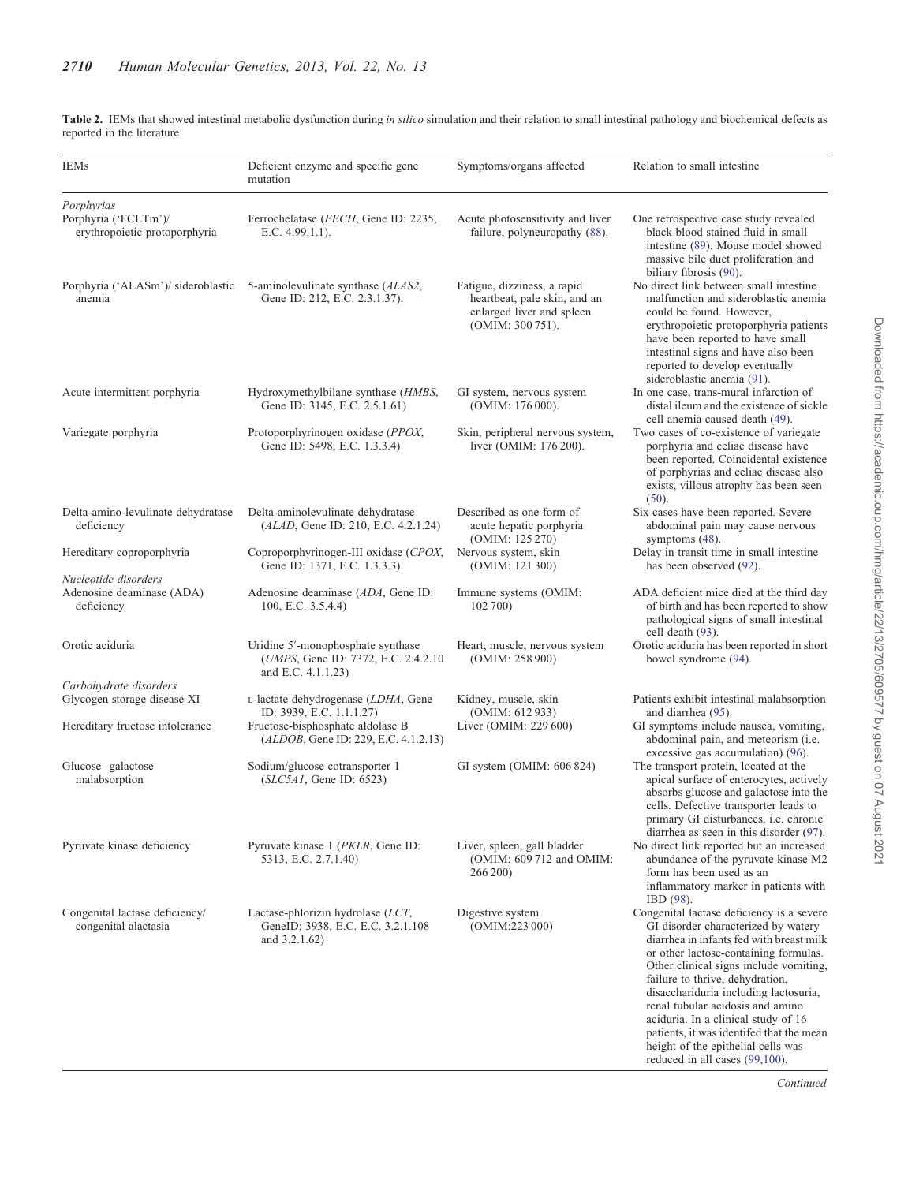**Table 2.** IEMs that showed intestinal metabolic dysfunction during *in silico* simulation and their relation to small intestinal pathology and biochemical defects as reported in the literature

| IEMs | Deficient enzyme and specific gene mutation | Symptoms/organs affected | Relation to small intestine |
|---|---|---|---|
| *Porphyrias* | | | |
| Porphyria ('FCLTm')/ erythropoietic protoporphyria | Ferrochelatase (*FECH*, Gene ID: 2235, E.C. 4.99.1.1). | Acute photosensitivity and liver failure, polyneuropathy (88). | One retrospective case study revealed black blood stained fluid in small intestine (89). Mouse model showed massive bile duct proliferation and biliary fibrosis (90). |
| Porphyria ('ALASm')/ sideroblastic anemia | 5-aminolevulinate synthase (*ALAS2*, Gene ID: 212, E.C. 2.3.1.37). | Fatigue, dizziness, a rapid heartbeat, pale skin, and an enlarged liver and spleen (OMIM: 300 751). | No direct link between small intestine malfunction and sideroblastic anemia could be found. However, erythropoietic protoporphyria patients have been reported to have small intestinal signs and have also been reported to develop eventually sideroblastic anemia (91). |
| Acute intermittent porphyria | Hydroxymethylbilane synthase (*HMBS*, Gene ID: 3145, E.C. 2.5.1.61) | GI system, nervous system (OMIM: 176 000). | In one case, trans-mural infarction of distal ileum and the existence of sickle cell anemia caused death (49). |
| Variegate porphyria | Protoporphyrinogen oxidase (*PPOX*, Gene ID: 5498, E.C. 1.3.3.4) | Skin, peripheral nervous system, liver (OMIM: 176 200). | Two cases of co-existence of variegate porphyria and celiac disease have been reported. Coincidental existence of porphyrias and celiac disease also exists, villous atrophy has been seen (50). |
| Delta-amino-levulinate dehydratase deficiency | Delta-aminolevulinate dehydratase (*ALAD*, Gene ID: 210, E.C. 4.2.1.24) | Described as one form of acute hepatic porphyria (OMIM: 125 270) | Six cases have been reported. Severe abdominal pain may cause nervous symptoms (48). |
| Hereditary coproporphyria | Coproporphyrinogen-III oxidase (*CPOX*, Gene ID: 1371, E.C. 1.3.3.3) | Nervous system, skin (OMIM: 121 300) | Delay in transit time in small intestine has been observed (92). |
| *Nucleotide disorders* | | | |
| Adenosine deaminase (ADA) deficiency | Adenosine deaminase (*ADA*, Gene ID: 100, E.C. 3.5.4.4) | Immune systems (OMIM: 102 700) | ADA deficient mice died at the third day of birth and has been reported to show pathological signs of small intestinal cell death (93). |
| Orotic aciduria | Uridine 5′-monophosphate synthase (*UMPS*, Gene ID: 7372, E.C. 2.4.2.10 and E.C. 4.1.1.23) | Heart, muscle, nervous system (OMIM: 258 900) | Orotic aciduria has been reported in short bowel syndrome (94). |
| *Carbohydrate disorders* | | | |
| Glycogen storage disease XI | L-lactate dehydrogenase (*LDHA*, Gene ID: 3939, E.C. 1.1.1.27) | Kidney, muscle, skin (OMIM: 612 933) | Patients exhibit intestinal malabsorption and diarrhea (95). |
| Hereditary fructose intolerance | Fructose-bisphosphate aldolase B (*ALDOB*, Gene ID: 229, E.C. 4.1.2.13) | Liver (OMIM: 229 600) | GI symptoms include nausea, vomiting, abdominal pain, and meteorism (i.e. excessive gas accumulation) (96). |
| Glucose–galactose malabsorption | Sodium/glucose cotransporter 1 (*SLC5A1*, Gene ID: 6523) | GI system (OMIM: 606 824) | The transport protein, located at the apical surface of enterocytes, actively absorbs glucose and galactose into the cells. Defective transporter leads to primary GI disturbances, i.e. chronic diarrhea as seen in this disorder (97). |
| Pyruvate kinase deficiency | Pyruvate kinase 1 (*PKLR*, Gene ID: 5313, E.C. 2.7.1.40) | Liver, spleen, gall bladder (OMIM: 609 712 and OMIM: 266 200) | No direct link reported but an increased abundance of the pyruvate kinase M2 form has been used as an inflammatory marker in patients with IBD (98). |
| Congenital lactase deficiency/ congenital alactasia | Lactase-phlorizin hydrolase (*LCT*, GeneID: 3938, E.C. E.C. 3.2.1.108 and 3.2.1.62) | Digestive system (OMIM:223 000) | Congenital lactase deficiency is a severe GI disorder characterized by watery diarrhea in infants fed with breast milk or other lactose-containing formulas. Other clinical signs include vomiting, failure to thrive, dehydration, disacchariduria including lactosuria, renal tubular acidosis and amino aciduria. In a clinical study of 16 patients, it was identifed that the mean height of the epithelial cells was reduced in all cases (99,100). |

*Continued*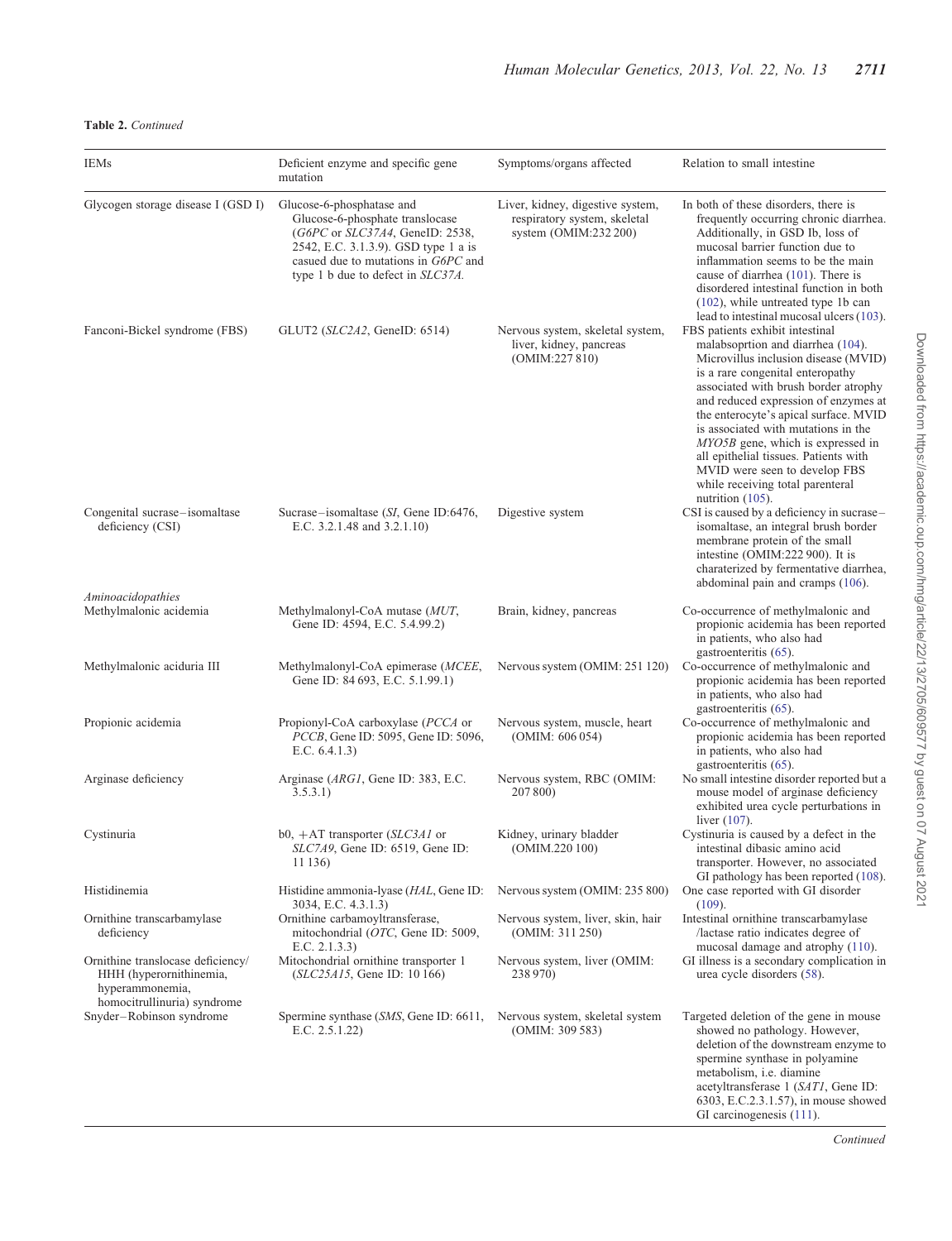**Table 2.** *Continued*

| IEMs | Deficient enzyme and specific gene mutation | Symptoms/organs affected | Relation to small intestine |
|---|---|---|---|
| Glycogen storage disease I (GSD I) | Glucose-6-phosphatase and Glucose-6-phosphate translocase (*G6PC* or *SLC37A4*, GeneID: 2538, 2542, E.C. 3.1.3.9). GSD type 1 a is casued due to mutations in *G6PC* and type 1 b due to defect in *SLC37A*. | Liver, kidney, digestive system, respiratory system, skeletal system (OMIM:232 200) | In both of these disorders, there is frequently occurring chronic diarrhea. Additionally, in GSD Ib, loss of mucosal barrier function due to inflammation seems to be the main cause of diarrhea (101). There is disordered intestinal function in both (102), while untreated type 1b can lead to intestinal mucosal ulcers (103). |
| Fanconi-Bickel syndrome (FBS) | GLUT2 (*SLC2A2*, GeneID: 6514) | Nervous system, skeletal system, liver, kidney, pancreas (OMIM:227 810) | FBS patients exhibit intestinal malabsoprtion and diarrhea (104). Microvillus inclusion disease (MVID) is a rare congenital enteropathy associated with brush border atrophy and reduced expression of enzymes at the enterocyte's apical surface. MVID is associated with mutations in the *MYO5B* gene, which is expressed in all epithelial tissues. Patients with MVID were seen to develop FBS while receiving total parenteral nutrition (105). |
| Congenital sucrase–isomaltase deficiency (CSI) | Sucrase–isomaltase (*SI*, Gene ID:6476, E.C. 3.2.1.48 and 3.2.1.10) | Digestive system | CSI is caused by a deficiency in sucrase–isomaltase, an integral brush border membrane protein of the small intestine (OMIM:222 900). It is charaterized by fermentative diarrhea, abdominal pain and cramps (106). |
| *Aminoacidopathies* | | | |
| Methylmalonic acidemia | Methylmalonyl-CoA mutase (*MUT*, Gene ID: 4594, E.C. 5.4.99.2) | Brain, kidney, pancreas | Co-occurrence of methylmalonic and propionic acidemia has been reported in patients, who also had gastroenteritis (65). |
| Methylmalonic aciduria III | Methylmalonyl-CoA epimerase (*MCEE*, Gene ID: 84 693, E.C. 5.1.99.1) | Nervous system (OMIM: 251 120) | Co-occurrence of methylmalonic and propionic acidemia has been reported in patients, who also had gastroenteritis (65). |
| Propionic acidemia | Propionyl-CoA carboxylase (*PCCA* or *PCCB*, Gene ID: 5095, Gene ID: 5096, E.C. 6.4.1.3) | Nervous system, muscle, heart (OMIM: 606 054) | Co-occurrence of methylmalonic and propionic acidemia has been reported in patients, who also had gastroenteritis (65). |
| Arginase deficiency | Arginase (*ARG1*, Gene ID: 383, E.C. 3.5.3.1) | Nervous system, RBC (OMIM: 207 800) | No small intestine disorder reported but a mouse model of arginase deficiency exhibited urea cycle perturbations in liver (107). |
| Cystinuria | b0, +AT transporter (*SLC3A1* or *SLC7A9*, Gene ID: 6519, Gene ID: 11 136) | Kidney, urinary bladder (OMIM.220 100) | Cystinuria is caused by a defect in the intestinal dibasic amino acid transporter. However, no associated GI pathology has been reported (108). |
| Histidinemia | Histidine ammonia-lyase (*HAL*, Gene ID: 3034, E.C. 4.3.1.3) | Nervous system (OMIM: 235 800) | One case reported with GI disorder (109). |
| Ornithine transcarbamylase deficiency | Ornithine carbamoyltransferase, mitochondrial (*OTC*, Gene ID: 5009, E.C. 2.1.3.3) | Nervous system, liver, skin, hair (OMIM: 311 250) | Intestinal ornithine transcarbamylase /lactase ratio indicates degree of mucosal damage and atrophy (110). |
| Ornithine translocase deficiency/ HHH (hyperornithinemia, hyperammonemia, homocitrullinuria) syndrome | Mitochondrial ornithine transporter 1 (*SLC25A15*, Gene ID: 10 166) | Nervous system, liver (OMIM: 238 970) | GI illness is a secondary complication in urea cycle disorders (58). |
| Snyder–Robinson syndrome | Spermine synthase (*SMS*, Gene ID: 6611, E.C. 2.5.1.22) | Nervous system, skeletal system (OMIM: 309 583) | Targeted deletion of the gene in mouse showed no pathology. However, deletion of the downstream enzyme to spermine synthase in polyamine metabolism, i.e. diamine acetyltransferase 1 (*SAT1*, Gene ID: 6303, E.C.2.3.1.57), in mouse showed GI carcinogenesis (111). |

*Continued*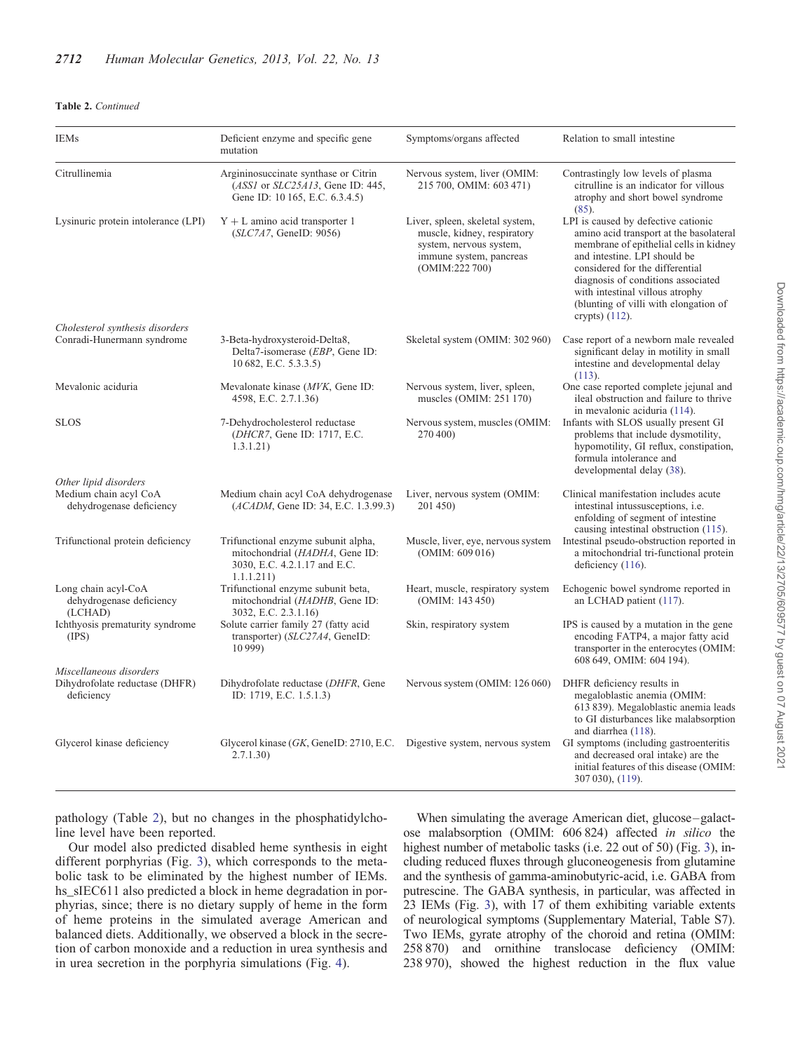**Table 2.** *Continued*

| IEMs | Deficient enzyme and specific gene mutation | Symptoms/organs affected | Relation to small intestine |
|---|---|---|---|
| Citrullinemia | Argininosuccinate synthase or Citrin (*ASS1* or *SLC25A13*, Gene ID: 445, Gene ID: 10 165, E.C. 6.3.4.5) | Nervous system, liver (OMIM: 215 700, OMIM: 603 471) | Contrastingly low levels of plasma citrulline is an indicator for villous atrophy and short bowel syndrome (85). |
| Lysinuric protein intolerance (LPI) | Y + L amino acid transporter 1 (*SLC7A7*, GeneID: 9056) | Liver, spleen, skeletal system, muscle, kidney, respiratory system, nervous system, immune system, pancreas (OMIM:222 700) | LPI is caused by defective cationic amino acid transport at the basolateral membrane of epithelial cells in kidney and intestine. LPI should be considered for the differential diagnosis of conditions associated with intestinal villous atrophy (blunting of villi with elongation of crypts) (112). |
| *Cholesterol synthesis disorders* | | | |
| Conradi-Hunermann syndrome | 3-Beta-hydroxysteroid-Delta8, Delta7-isomerase (*EBP*, Gene ID: 10 682, E.C. 5.3.3.5) | Skeletal system (OMIM: 302 960) | Case report of a newborn male revealed significant delay in motility in small intestine and developmental delay (113). |
| Mevalonic aciduria | Mevalonate kinase (*MVK*, Gene ID: 4598, E.C. 2.7.1.36) | Nervous system, liver, spleen, muscles (OMIM: 251 170) | One case reported complete jejunal and ileal obstruction and failure to thrive in mevalonic aciduria (114). |
| SLOS | 7-Dehydrocholesterol reductase (*DHCR7*, Gene ID: 1717, E.C. 1.3.1.21) | Nervous system, muscles (OMIM: 270 400) | Infants with SLOS usually present GI problems that include dysmotility, hypomotility, GI reflux, constipation, formula intolerance and developmental delay (38). |
| *Other lipid disorders* | | | |
| Medium chain acyl CoA dehydrogenase deficiency | Medium chain acyl CoA dehydrogenase (*ACADM*, Gene ID: 34, E.C. 1.3.99.3) | Liver, nervous system (OMIM: 201 450) | Clinical manifestation includes acute intestinal intussusceptions, i.e. enfolding of segment of intestine causing intestinal obstruction (115). |
| Trifunctional protein deficiency | Trifunctional enzyme subunit alpha, mitochondrial (*HADHA*, Gene ID: 3030, E.C. 4.2.1.17 and E.C. 1.1.1.211) | Muscle, liver, eye, nervous system (OMIM: 609 016) | Intestinal pseudo-obstruction reported in a mitochondrial tri-functional protein deficiency (116). |
| Long chain acyl-CoA dehydrogenase deficiency (LCHAD) | Trifunctional enzyme subunit beta, mitochondrial (*HADHB*, Gene ID: 3032, E.C. 2.3.1.16) | Heart, muscle, respiratory system (OMIM: 143 450) | Echogenic bowel syndrome reported in an LCHAD patient (117). |
| Ichthyosis prematurity syndrome (IPS) | Solute carrier family 27 (fatty acid transporter) (*SLC27A4*, GeneID: 10 999) | Skin, respiratory system | IPS is caused by a mutation in the gene encoding FATP4, a major fatty acid transporter in the enterocytes (OMIM: 608 649, OMIM: 604 194). |
| *Miscellaneous disorders* | | | |
| Dihydrofolate reductase (DHFR) deficiency | Dihydrofolate reductase (*DHFR*, Gene ID: 1719, E.C. 1.5.1.3) | Nervous system (OMIM: 126 060) | DHFR deficiency results in megaloblastic anemia (OMIM: 613 839). Megaloblastic anemia leads to GI disturbances like malabsorption and diarrhea (118). |
| Glycerol kinase deficiency | Glycerol kinase (*GK*, GeneID: 2710, E.C. 2.7.1.30) | Digestive system, nervous system | GI symptoms (including gastroenteritis and decreased oral intake) are the initial features of this disease (OMIM: 307 030), (119). |

pathology (Table 2), but no changes in the phosphatidylcholine level have been reported.

Our model also predicted disabled heme synthesis in eight different porphyrias (Fig. 3), which corresponds to the metabolic task to be eliminated by the highest number of IEMs. hs_sIEC611 also predicted a block in heme degradation in porphyrias, since; there is no dietary supply of heme in the form of heme proteins in the simulated average American and balanced diets. Additionally, we observed a block in the secretion of carbon monoxide and a reduction in urea synthesis and in urea secretion in the porphyria simulations (Fig. 4).

When simulating the average American diet, glucose–galactose malabsorption (OMIM: 606 824) affected *in silico* the highest number of metabolic tasks (i.e. 22 out of 50) (Fig. 3), including reduced fluxes through gluconeogenesis from glutamine and the synthesis of gamma-aminobutyric-acid, i.e. GABA from putrescine. The GABA synthesis, in particular, was affected in 23 IEMs (Fig. 3), with 17 of them exhibiting variable extents of neurological symptoms (Supplementary Material, Table S7). Two IEMs, gyrate atrophy of the choroid and retina (OMIM: 258 870) and ornithine translocase deficiency (OMIM: 238 970), showed the highest reduction in the flux value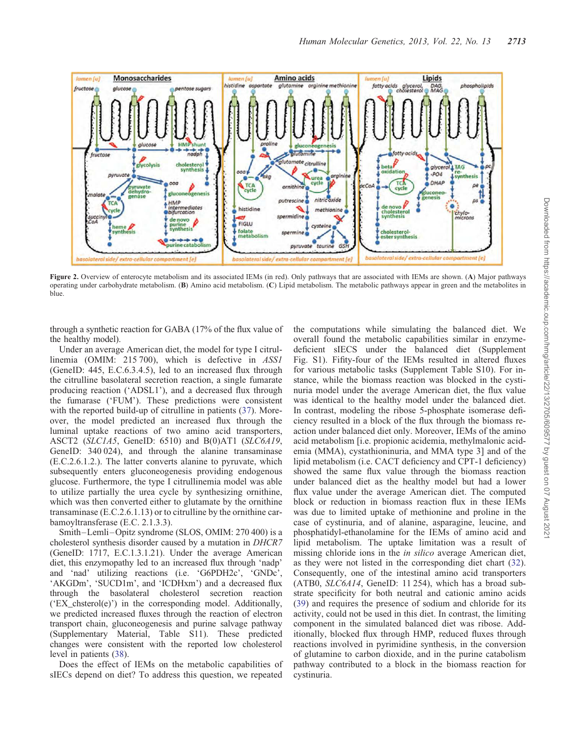**Figure 2.** Overview of enterocyte metabolism and its associated IEMs (in red). Only pathways that are associated with IEMs are shown. (**A**) Major pathways operating under carbohydrate metabolism. (**B**) Amino acid metabolism. (**C**) Lipid metabolism. The metabolic pathways appear in green and the metabolites in blue.

through a synthetic reaction for GABA (17% of the flux value of the healthy model).

Under an average American diet, the model for type I citrullinemia (OMIM: 215 700), which is defective in *ASS1* (GeneID: 445, E.C.6.3.4.5), led to an increased flux through the citrulline basolateral secretion reaction, a single fumarate producing reaction ('ADSL1'), and a decreased flux through the fumarase ('FUM'). These predictions were consistent with the reported build-up of citrulline in patients (37). Moreover, the model predicted an increased flux through the luminal uptake reactions of two amino acid transporters, ASCT2 (*SLC1A5*, GeneID: 6510) and B(0)AT1 (*SLC6A19*, GeneID: 340 024), and through the alanine transaminase (E.C.2.6.1.2.). The latter converts alanine to pyruvate, which subsequently enters gluconeogenesis providing endogenous glucose. Furthermore, the type I citrullinemia model was able to utilize partially the urea cycle by synthesizing ornithine, which was then converted either to glutamate by the ornithine transaminase (E.C.2.6.1.13) or to citrulline by the ornithine carbamoyltransferase (E.C. 2.1.3.3).

Smith–Lemli–Opitz syndrome (SLOS, OMIM: 270 400) is a cholesterol synthesis disorder caused by a mutation in *DHCR7* (GeneID: 1717, E.C.1.3.1.21). Under the average American diet, this enzymopathy led to an increased flux through 'nadp' and 'nad' utilizing reactions (i.e. 'G6PDH2c', 'GNDc', 'AKGDm', 'SUCD1m', and 'ICDHxm') and a decreased flux through the basolateral cholesterol secretion reaction ('EX_chsterol(e)') in the corresponding model. Additionally, we predicted increased fluxes through the reaction of electron transport chain, gluconeogenesis and purine salvage pathway (Supplementary Material, Table S11). These predicted changes were consistent with the reported low cholesterol level in patients (38).

Does the effect of IEMs on the metabolic capabilities of sIECs depend on diet? To address this question, we repeated the computations while simulating the balanced diet. We overall found the metabolic capabilities similar in enzyme-deficient sIECS under the balanced diet (Supplement Fig. S1). Fifity-four of the IEMs resulted in altered fluxes for various metabolic tasks (Supplement Table S10). For instance, while the biomass reaction was blocked in the cystinuria model under the average American diet, the flux value was identical to the healthy model under the balanced diet. In contrast, modeling the ribose 5-phosphate isomerase deficiency resulted in a block of the flux through the biomass reaction under balanced diet only. Moreover, IEMs of the amino acid metabolism [i.e. propionic acidemia, methylmalonic acidemia (MMA), cystathioninuria, and MMA type 3] and of the lipid metabolism (i.e. CACT deficiency and CPT-1 deficiency) showed the same flux value through the biomass reaction under balanced diet as the healthy model but had a lower flux value under the average American diet. The computed block or reduction in biomass reaction flux in these IEMs was due to limited uptake of methionine and proline in the case of cystinuria, and of alanine, asparagine, leucine, and phosphatidyl-ethanolamine for the IEMs of amino acid and lipid metabolism. The uptake limitation was a result of missing chloride ions in the *in silico* average American diet, as they were not listed in the corresponding diet chart (32). Consequently, one of the intestinal amino acid transporters (ATB0, *SLC6A14*, GeneID: 11 254), which has a broad substrate specificity for both neutral and cationic amino acids (39) and requires the presence of sodium and chloride for its activity, could not be used in this diet. In contrast, the limiting component in the simulated balanced diet was ribose. Additionally, blocked flux through HMP, reduced fluxes through reactions involved in pyrimidine synthesis, in the conversion of glutamine to carbon dioxide, and in the purine catabolism pathway contributed to a block in the biomass reaction for cystinuria.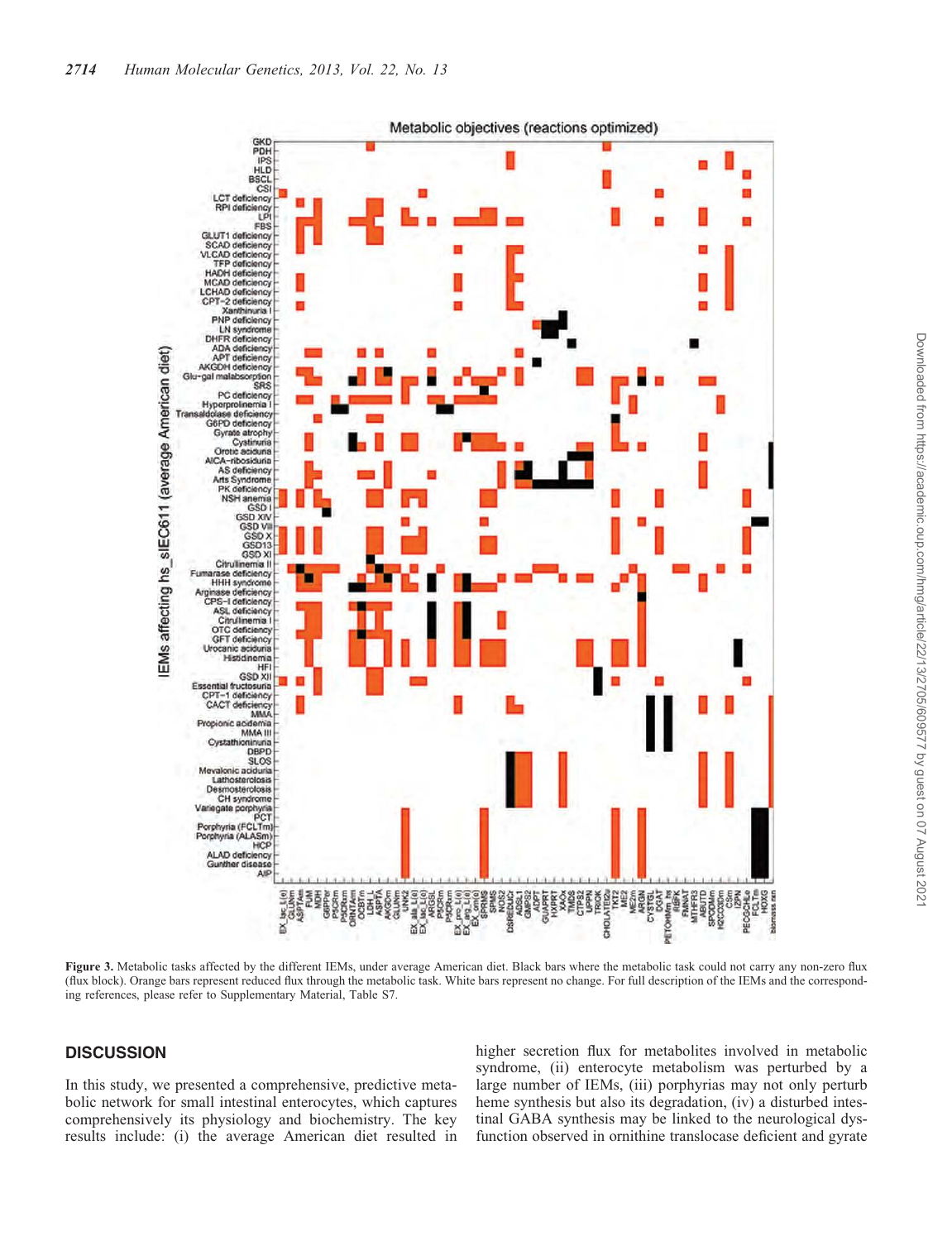**Figure 3.** Metabolic tasks affected by the different IEMs, under average American diet. Black bars where the metabolic task could not carry any non-zero flux (flux block). Orange bars represent reduced flux through the metabolic task. White bars represent no change. For full description of the IEMs and the corresponding references, please refer to Supplementary Material, Table S7.

## DISCUSSION

In this study, we presented a comprehensive, predictive metabolic network for small intestinal enterocytes, which captures comprehensively its physiology and biochemistry. The key results include: (i) the average American diet resulted in higher secretion flux for metabolites involved in metabolic syndrome, (ii) enterocyte metabolism was perturbed by a large number of IEMs, (iii) porphyrias may not only perturb heme synthesis but also its degradation, (iv) a disturbed intestinal GABA synthesis may be linked to the neurological dysfunction observed in ornithine translocase deficient and gyrate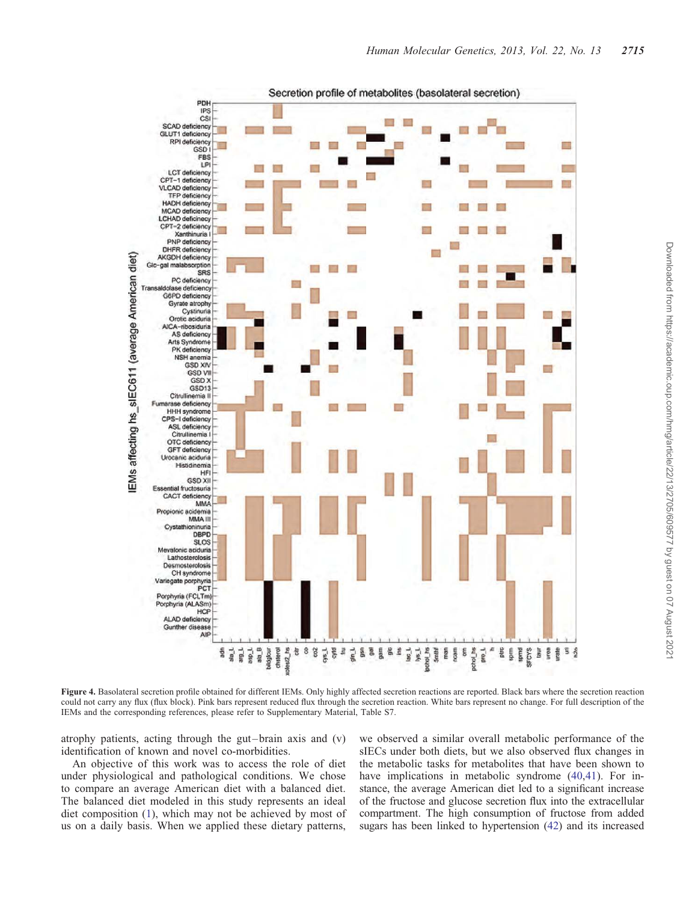**Figure 4.** Basolateral secretion profile obtained for different IEMs. Only highly affected secretion reactions are reported. Black bars where the secretion reaction could not carry any flux (flux block). Pink bars represent reduced flux through the secretion reaction. White bars represent no change. For full description of the IEMs and the corresponding references, please refer to Supplementary Material, Table S7.

atrophy patients, acting through the gut–brain axis and (v) identification of known and novel co-morbidities.

An objective of this work was to access the role of diet under physiological and pathological conditions. We chose to compare an average American diet with a balanced diet. The balanced diet modeled in this study represents an ideal diet composition (1), which may not be achieved by most of us on a daily basis. When we applied these dietary patterns, we observed a similar overall metabolic performance of the sIECs under both diets, but we also observed flux changes in the metabolic tasks for metabolites that have been shown to have implications in metabolic syndrome (40,41). For instance, the average American diet led to a significant increase of the fructose and glucose secretion flux into the extracellular compartment. The high consumption of fructose from added sugars has been linked to hypertension (42) and its increased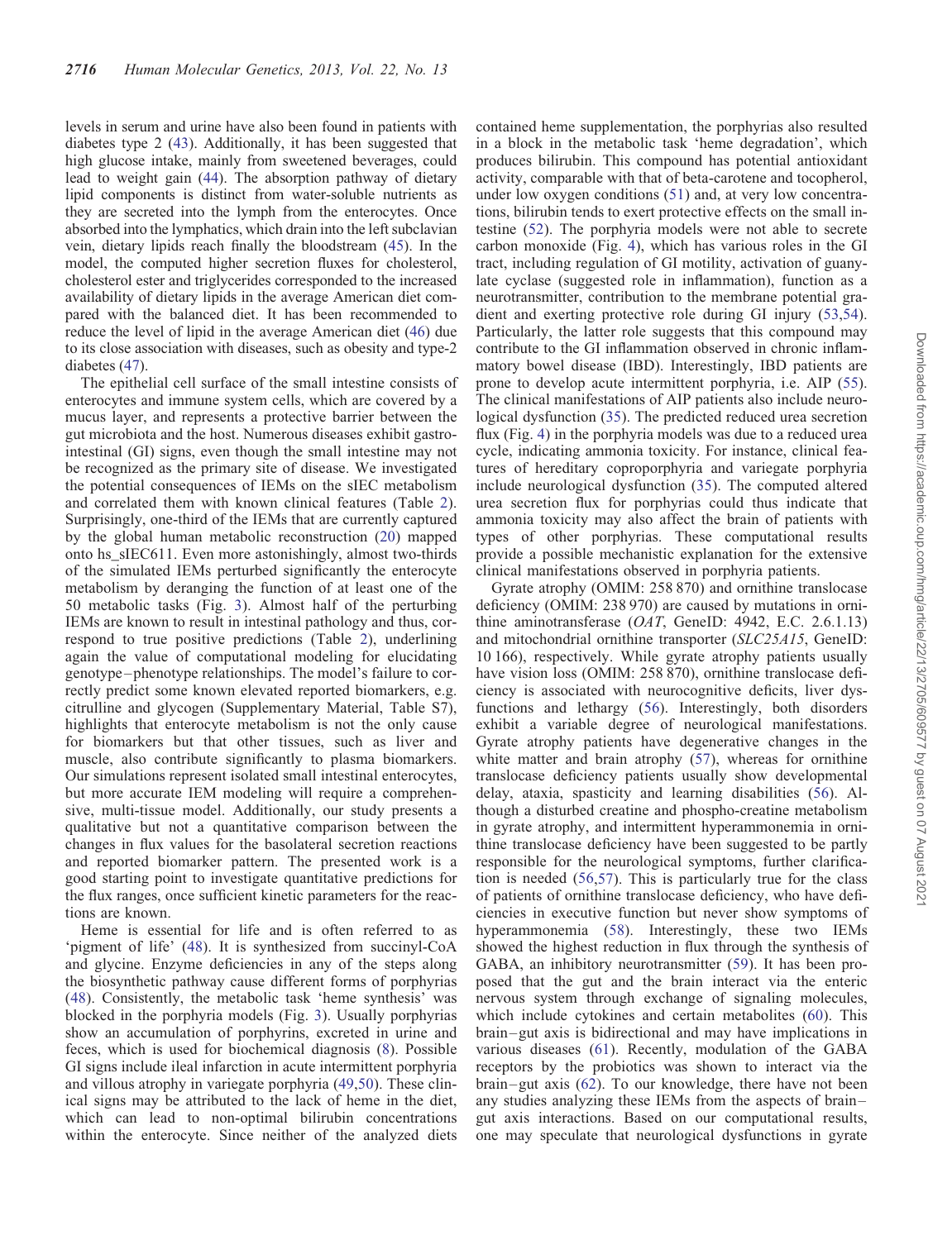levels in serum and urine have also been found in patients with diabetes type 2 (43). Additionally, it has been suggested that high glucose intake, mainly from sweetened beverages, could lead to weight gain (44). The absorption pathway of dietary lipid components is distinct from water-soluble nutrients as they are secreted into the lymph from the enterocytes. Once absorbed into the lymphatics, which drain into the left subclavian vein, dietary lipids reach finally the bloodstream (45). In the model, the computed higher secretion fluxes for cholesterol, cholesterol ester and triglycerides corresponded to the increased availability of dietary lipids in the average American diet compared with the balanced diet. It has been recommended to reduce the level of lipid in the average American diet (46) due to its close association with diseases, such as obesity and type-2 diabetes (47).

The epithelial cell surface of the small intestine consists of enterocytes and immune system cells, which are covered by a mucus layer, and represents a protective barrier between the gut microbiota and the host. Numerous diseases exhibit gastrointestinal (GI) signs, even though the small intestine may not be recognized as the primary site of disease. We investigated the potential consequences of IEMs on the sIEC metabolism and correlated them with known clinical features (Table 2). Surprisingly, one-third of the IEMs that are currently captured by the global human metabolic reconstruction (20) mapped onto hs_sIEC611. Even more astonishingly, almost two-thirds of the simulated IEMs perturbed significantly the enterocyte metabolism by deranging the function of at least one of the 50 metabolic tasks (Fig. 3). Almost half of the perturbing IEMs are known to result in intestinal pathology and thus, correspond to true positive predictions (Table 2), underlining again the value of computational modeling for elucidating genotype–phenotype relationships. The model's failure to correctly predict some known elevated reported biomarkers, e.g. citrulline and glycogen (Supplementary Material, Table S7), highlights that enterocyte metabolism is not the only cause for biomarkers but that other tissues, such as liver and muscle, also contribute significantly to plasma biomarkers. Our simulations represent isolated small intestinal enterocytes, but more accurate IEM modeling will require a comprehensive, multi-tissue model. Additionally, our study presents a qualitative but not a quantitative comparison between the changes in flux values for the basolateral secretion reactions and reported biomarker pattern. The presented work is a good starting point to investigate quantitative predictions for the flux ranges, once sufficient kinetic parameters for the reactions are known.

Heme is essential for life and is often referred to as 'pigment of life' (48). It is synthesized from succinyl-CoA and glycine. Enzyme deficiencies in any of the steps along the biosynthetic pathway cause different forms of porphyrias (48). Consistently, the metabolic task 'heme synthesis' was blocked in the porphyria models (Fig. 3). Usually porphyrias show an accumulation of porphyrins, excreted in urine and feces, which is used for biochemical diagnosis (8). Possible GI signs include ileal infarction in acute intermittent porphyria and villous atrophy in variegate porphyria (49,50). These clinical signs may be attributed to the lack of heme in the diet, which can lead to non-optimal bilirubin concentrations within the enterocyte. Since neither of the analyzed diets contained heme supplementation, the porphyrias also resulted in a block in the metabolic task 'heme degradation', which produces bilirubin. This compound has potential antioxidant activity, comparable with that of beta-carotene and tocopherol, under low oxygen conditions (51) and, at very low concentrations, bilirubin tends to exert protective effects on the small intestine (52). The porphyria models were not able to secrete carbon monoxide (Fig. 4), which has various roles in the GI tract, including regulation of GI motility, activation of guanylate cyclase (suggested role in inflammation), function as a neurotransmitter, contribution to the membrane potential gradient and exerting protective role during GI injury (53,54). Particularly, the latter role suggests that this compound may contribute to the GI inflammation observed in chronic inflammatory bowel disease (IBD). Interestingly, IBD patients are prone to develop acute intermittent porphyria, i.e. AIP (55). The clinical manifestations of AIP patients also include neurological dysfunction (35). The predicted reduced urea secretion flux (Fig. 4) in the porphyria models was due to a reduced urea cycle, indicating ammonia toxicity. For instance, clinical features of hereditary coproporphyria and variegate porphyria include neurological dysfunction (35). The computed altered urea secretion flux for porphyrias could thus indicate that ammonia toxicity may also affect the brain of patients with types of other porphyrias. These computational results provide a possible mechanistic explanation for the extensive clinical manifestations observed in porphyria patients.

Gyrate atrophy (OMIM: 258 870) and ornithine translocase deficiency (OMIM: 238 970) are caused by mutations in ornithine aminotransferase (*OAT*, GeneID: 4942, E.C. 2.6.1.13) and mitochondrial ornithine transporter (*SLC25A15*, GeneID: 10 166), respectively. While gyrate atrophy patients usually have vision loss (OMIM: 258 870), ornithine translocase deficiency is associated with neurocognitive deficits, liver dysfunctions and lethargy (56). Interestingly, both disorders exhibit a variable degree of neurological manifestations. Gyrate atrophy patients have degenerative changes in the white matter and brain atrophy (57), whereas for ornithine translocase deficiency patients usually show developmental delay, ataxia, spasticity and learning disabilities (56). Although a disturbed creatine and phospho-creatine metabolism in gyrate atrophy, and intermittent hyperammonemia in ornithine translocase deficiency have been suggested to be partly responsible for the neurological symptoms, further clarification is needed (56,57). This is particularly true for the class of patients of ornithine translocase deficiency, who have deficiencies in executive function but never show symptoms of hyperammonemia (58). Interestingly, these two IEMs showed the highest reduction in flux through the synthesis of GABA, an inhibitory neurotransmitter (59). It has been proposed that the gut and the brain interact via the enteric nervous system through exchange of signaling molecules, which include cytokines and certain metabolites (60). This brain–gut axis is bidirectional and may have implications in various diseases (61). Recently, modulation of the GABA receptors by the probiotics was shown to interact via the brain–gut axis (62). To our knowledge, there have not been any studies analyzing these IEMs from the aspects of brain–gut axis interactions. Based on our computational results, one may speculate that neurological dysfunctions in gyrate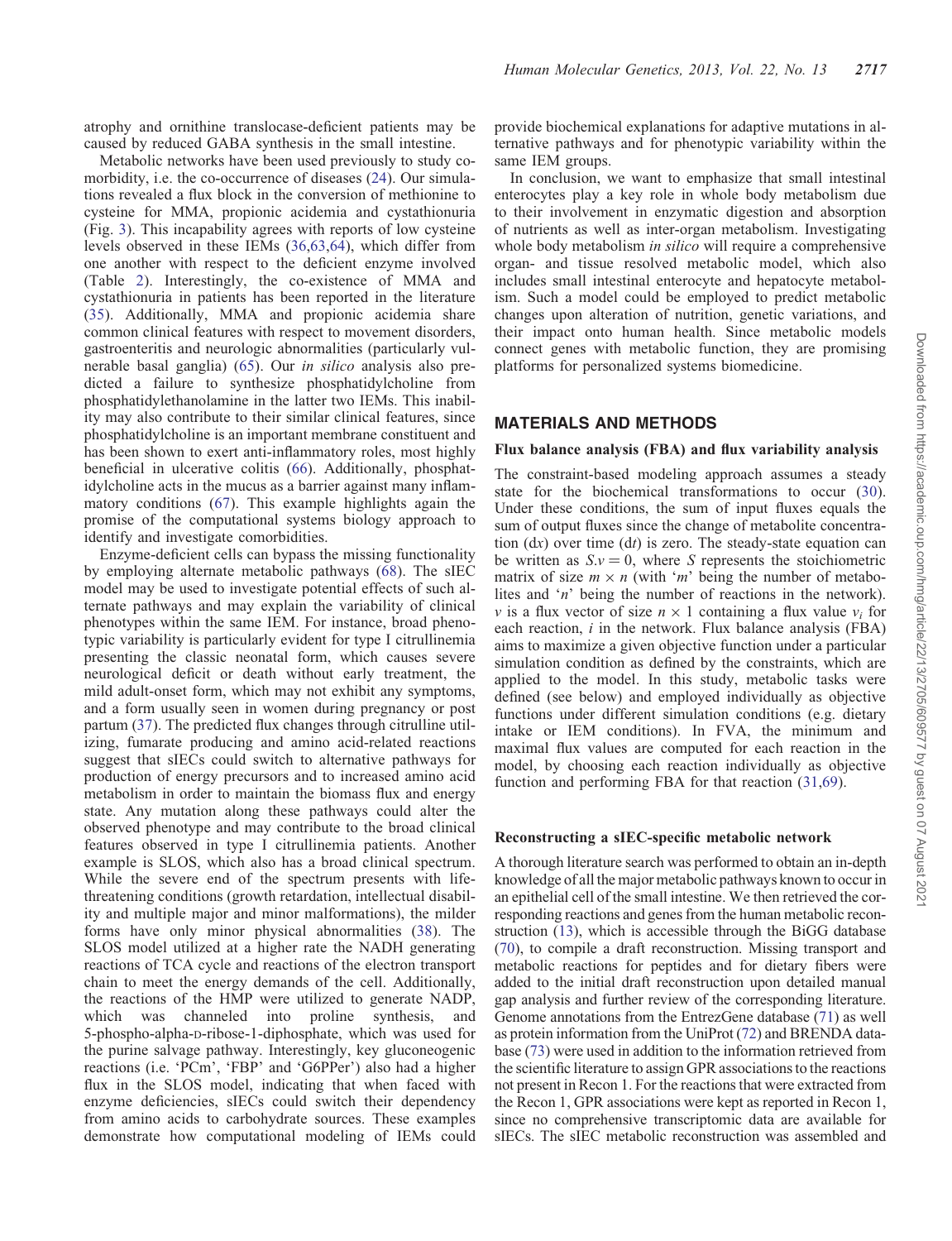atrophy and ornithine translocase-deficient patients may be caused by reduced GABA synthesis in the small intestine.

Metabolic networks have been used previously to study comorbidity, i.e. the co-occurrence of diseases (24). Our simulations revealed a flux block in the conversion of methionine to cysteine for MMA, propionic acidemia and cystathionuria (Fig. 3). This incapability agrees with reports of low cysteine levels observed in these IEMs (36,63,64), which differ from one another with respect to the deficient enzyme involved (Table 2). Interestingly, the co-existence of MMA and cystathionuria in patients has been reported in the literature (35). Additionally, MMA and propionic acidemia share common clinical features with respect to movement disorders, gastroenteritis and neurologic abnormalities (particularly vulnerable basal ganglia) (65). Our *in silico* analysis also predicted a failure to synthesize phosphatidylcholine from phosphatidylethanolamine in the latter two IEMs. This inability may also contribute to their similar clinical features, since phosphatidylcholine is an important membrane constituent and has been shown to exert anti-inflammatory roles, most highly beneficial in ulcerative colitis (66). Additionally, phosphatidylcholine acts in the mucus as a barrier against many inflammatory conditions (67). This example highlights again the promise of the computational systems biology approach to identify and investigate comorbidities.

Enzyme-deficient cells can bypass the missing functionality by employing alternate metabolic pathways (68). The sIEC model may be used to investigate potential effects of such alternate pathways and may explain the variability of clinical phenotypes within the same IEM. For instance, broad phenotypic variability is particularly evident for type I citrullinemia presenting the classic neonatal form, which causes severe neurological deficit or death without early treatment, the mild adult-onset form, which may not exhibit any symptoms, and a form usually seen in women during pregnancy or post partum (37). The predicted flux changes through citrulline utilizing, fumarate producing and amino acid-related reactions suggest that sIECs could switch to alternative pathways for production of energy precursors and to increased amino acid metabolism in order to maintain the biomass flux and energy state. Any mutation along these pathways could alter the observed phenotype and may contribute to the broad clinical features observed in type I citrullinemia patients. Another example is SLOS, which also has a broad clinical spectrum. While the severe end of the spectrum presents with life-threatening conditions (growth retardation, intellectual disability and multiple major and minor malformations), the milder forms have only minor physical abnormalities (38). The SLOS model utilized at a higher rate the NADH generating reactions of TCA cycle and reactions of the electron transport chain to meet the energy demands of the cell. Additionally, the reactions of the HMP were utilized to generate NADP, which was channeled into proline synthesis, and 5-phospho-alpha-D-ribose-1-diphosphate, which was used for the purine salvage pathway. Interestingly, key gluconeogenic reactions (i.e. 'PCm', 'FBP' and 'G6PPer') also had a higher flux in the SLOS model, indicating that when faced with enzyme deficiencies, sIECs could switch their dependency from amino acids to carbohydrate sources. These examples demonstrate how computational modeling of IEMs could provide biochemical explanations for adaptive mutations in alternative pathways and for phenotypic variability within the same IEM groups.

In conclusion, we want to emphasize that small intestinal enterocytes play a key role in whole body metabolism due to their involvement in enzymatic digestion and absorption of nutrients as well as inter-organ metabolism. Investigating whole body metabolism *in silico* will require a comprehensive organ- and tissue resolved metabolic model, which also includes small intestinal enterocyte and hepatocyte metabolism. Such a model could be employed to predict metabolic changes upon alteration of nutrition, genetic variations, and their impact onto human health. Since metabolic models connect genes with metabolic function, they are promising platforms for personalized systems biomedicine.

## MATERIALS AND METHODS

### Flux balance analysis (FBA) and flux variability analysis

The constraint-based modeling approach assumes a steady state for the biochemical transformations to occur (30). Under these conditions, the sum of input fluxes equals the sum of output fluxes since the change of metabolite concentration ($dx$) over time ($dt$) is zero. The steady-state equation can be written as $S.v = 0$, where $S$ represents the stoichiometric matrix of size $m \times n$ (with '$m$' being the number of metabolites and '$n$' being the number of reactions in the network). $v$ is a flux vector of size $n \times 1$ containing a flux value $v_i$ for each reaction, $i$ in the network. Flux balance analysis (FBA) aims to maximize a given objective function under a particular simulation condition as defined by the constraints, which are applied to the model. In this study, metabolic tasks were defined (see below) and employed individually as objective functions under different simulation conditions (e.g. dietary intake or IEM conditions). In FVA, the minimum and maximal flux values are computed for each reaction in the model, by choosing each reaction individually as objective function and performing FBA for that reaction (31,69).

### Reconstructing a sIEC-specific metabolic network

A thorough literature search was performed to obtain an in-depth knowledge of all the major metabolic pathways known to occur in an epithelial cell of the small intestine. We then retrieved the corresponding reactions and genes from the human metabolic reconstruction (13), which is accessible through the BiGG database (70), to compile a draft reconstruction. Missing transport and metabolic reactions for peptides and for dietary fibers were added to the initial draft reconstruction upon detailed manual gap analysis and further review of the corresponding literature. Genome annotations from the EntrezGene database (71) as well as protein information from the UniProt (72) and BRENDA database (73) were used in addition to the information retrieved from the scientific literature to assign GPR associations to the reactions not present in Recon 1. For the reactions that were extracted from the Recon 1, GPR associations were kept as reported in Recon 1, since no comprehensive transcriptomic data are available for sIECs. The sIEC metabolic reconstruction was assembled and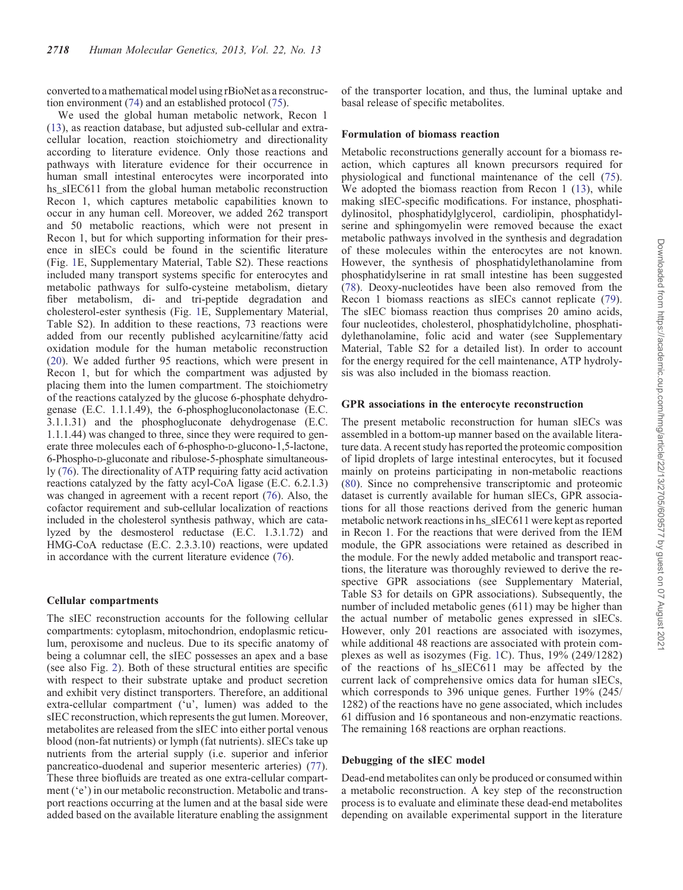converted to a mathematical model using rBioNet as a reconstruction environment (74) and an established protocol (75).

We used the global human metabolic network, Recon 1 (13), as reaction database, but adjusted sub-cellular and extracellular location, reaction stoichiometry and directionality according to literature evidence. Only those reactions and pathways with literature evidence for their occurrence in human small intestinal enterocytes were incorporated into hs_sIEC611 from the global human metabolic reconstruction Recon 1, which captures metabolic capabilities known to occur in any human cell. Moreover, we added 262 transport and 50 metabolic reactions, which were not present in Recon 1, but for which supporting information for their presence in sIECs could be found in the scientific literature (Fig. 1E, Supplementary Material, Table S2). These reactions included many transport systems specific for enterocytes and metabolic pathways for sulfo-cysteine metabolism, dietary fiber metabolism, di- and tri-peptide degradation and cholesterol-ester synthesis (Fig. 1E, Supplementary Material, Table S2). In addition to these reactions, 73 reactions were added from our recently published acylcarnitine/fatty acid oxidation module for the human metabolic reconstruction (20). We added further 95 reactions, which were present in Recon 1, but for which the compartment was adjusted by placing them into the lumen compartment. The stoichiometry of the reactions catalyzed by the glucose 6-phosphate dehydrogenase (E.C. 1.1.1.49), the 6-phosphogluconolactonase (E.C. 3.1.1.31) and the phosphogluconate dehydrogenase (E.C. 1.1.1.44) was changed to three, since they were required to generate three molecules each of 6-phospho-D-glucono-1,5-lactone, 6-Phospho-D-gluconate and ribulose-5-phosphate simultaneously (76). The directionality of ATP requiring fatty acid activation reactions catalyzed by the fatty acyl-CoA ligase (E.C. 6.2.1.3) was changed in agreement with a recent report (76). Also, the cofactor requirement and sub-cellular localization of reactions included in the cholesterol synthesis pathway, which are catalyzed by the desmosterol reductase (E.C. 1.3.1.72) and HMG-CoA reductase (E.C. 2.3.3.10) reactions, were updated in accordance with the current literature evidence (76).

#### Cellular compartments

The sIEC reconstruction accounts for the following cellular compartments: cytoplasm, mitochondrion, endoplasmic reticulum, peroxisome and nucleus. Due to its specific anatomy of being a columnar cell, the sIEC possesses an apex and a base (see also Fig. 2). Both of these structural entities are specific with respect to their substrate uptake and product secretion and exhibit very distinct transporters. Therefore, an additional extra-cellular compartment ('u', lumen) was added to the sIEC reconstruction, which represents the gut lumen. Moreover, metabolites are released from the sIEC into either portal venous blood (non-fat nutrients) or lymph (fat nutrients). sIECs take up nutrients from the arterial supply (i.e. superior and inferior pancreatico-duodenal and superior mesenteric arteries) (77). These three biofluids are treated as one extra-cellular compartment ('e') in our metabolic reconstruction. Metabolic and transport reactions occurring at the lumen and at the basal side were added based on the available literature enabling the assignment of the transporter location, and thus, the luminal uptake and basal release of specific metabolites.

#### Formulation of biomass reaction

Metabolic reconstructions generally account for a biomass reaction, which captures all known precursors required for physiological and functional maintenance of the cell (75). We adopted the biomass reaction from Recon 1 (13), while making sIEC-specific modifications. For instance, phosphatidylinositol, phosphatidylglycerol, cardiolipin, phosphatidylserine and sphingomyelin were removed because the exact metabolic pathways involved in the synthesis and degradation of these molecules within the enterocytes are not known. However, the synthesis of phosphatidylethanolamine from phosphatidylserine in rat small intestine has been suggested (78). Deoxy-nucleotides have been also removed from the Recon 1 biomass reactions as sIECs cannot replicate (79). The sIEC biomass reaction thus comprises 20 amino acids, four nucleotides, cholesterol, phosphatidylcholine, phosphatidylethanolamine, folic acid and water (see Supplementary Material, Table S2 for a detailed list). In order to account for the energy required for the cell maintenance, ATP hydrolysis was also included in the biomass reaction.

#### GPR associations in the enterocyte reconstruction

The present metabolic reconstruction for human sIECs was assembled in a bottom-up manner based on the available literature data. A recent study has reported the proteomic composition of lipid droplets of large intestinal enterocytes, but it focused mainly on proteins participating in non-metabolic reactions (80). Since no comprehensive transcriptomic and proteomic dataset is currently available for human sIECs, GPR associations for all those reactions derived from the generic human metabolic network reactions in hs_sIEC611 were kept as reported in Recon 1. For the reactions that were derived from the IEM module, the GPR associations were retained as described in the module. For the newly added metabolic and transport reactions, the literature was thoroughly reviewed to derive the respective GPR associations (see Supplementary Material, Table S3 for details on GPR associations). Subsequently, the number of included metabolic genes (611) may be higher than the actual number of metabolic genes expressed in sIECs. However, only 201 reactions are associated with isozymes, while additional 48 reactions are associated with protein complexes as well as isozymes (Fig. 1C). Thus, 19% (249/1282) of the reactions of hs_sIEC611 may be affected by the current lack of comprehensive omics data for human sIECs, which corresponds to 396 unique genes. Further 19% (245/1282) of the reactions have no gene associated, which includes 61 diffusion and 16 spontaneous and non-enzymatic reactions. The remaining 168 reactions are orphan reactions.

#### Debugging of the sIEC model

Dead-end metabolites can only be produced or consumed within a metabolic reconstruction. A key step of the reconstruction process is to evaluate and eliminate these dead-end metabolites depending on available experimental support in the literature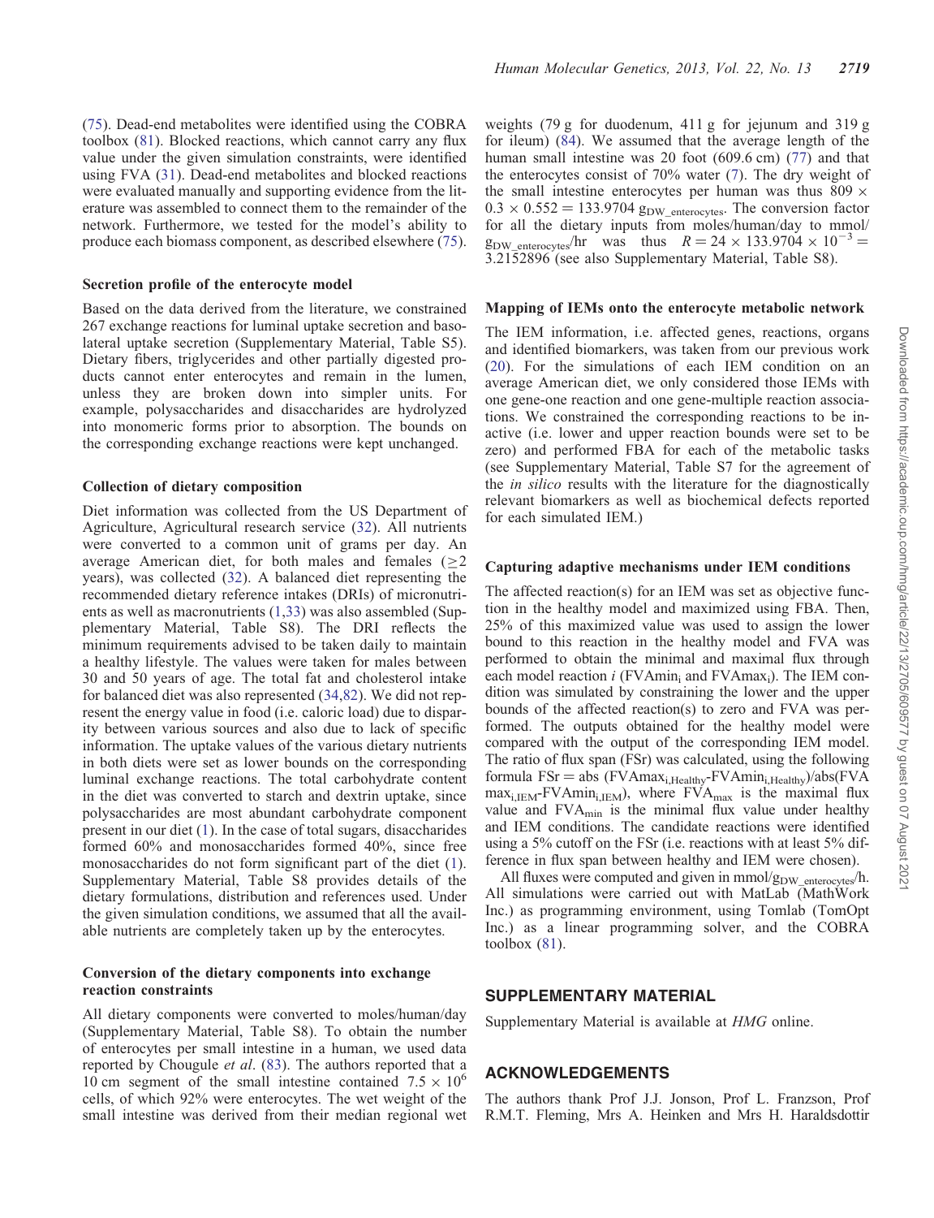(75). Dead-end metabolites were identified using the COBRA toolbox (81). Blocked reactions, which cannot carry any flux value under the given simulation constraints, were identified using FVA (31). Dead-end metabolites and blocked reactions were evaluated manually and supporting evidence from the literature was assembled to connect them to the remainder of the network. Furthermore, we tested for the model's ability to produce each biomass component, as described elsewhere (75).

### Secretion profile of the enterocyte model

Based on the data derived from the literature, we constrained 267 exchange reactions for luminal uptake secretion and basolateral uptake secretion (Supplementary Material, Table S5). Dietary fibers, triglycerides and other partially digested products cannot enter enterocytes and remain in the lumen, unless they are broken down into simpler units. For example, polysaccharides and disaccharides are hydrolyzed into monomeric forms prior to absorption. The bounds on the corresponding exchange reactions were kept unchanged.

### Collection of dietary composition

Diet information was collected from the US Department of Agriculture, Agricultural research service (32). All nutrients were converted to a common unit of grams per day. An average American diet, for both males and females ($\geq 2$ years), was collected (32). A balanced diet representing the recommended dietary reference intakes (DRIs) of micronutrients as well as macronutrients (1,33) was also assembled (Supplementary Material, Table S8). The DRI reflects the minimum requirements advised to be taken daily to maintain a healthy lifestyle. The values were taken for males between 30 and 50 years of age. The total fat and cholesterol intake for balanced diet was also represented (34,82). We did not represent the energy value in food (i.e. caloric load) due to disparity between various sources and also due to lack of specific information. The uptake values of the various dietary nutrients in both diets were set as lower bounds on the corresponding luminal exchange reactions. The total carbohydrate content in the diet was converted to starch and dextrin uptake, since polysaccharides are most abundant carbohydrate component present in our diet (1). In the case of total sugars, disaccharides formed 60% and monosaccharides formed 40%, since free monosaccharides do not form significant part of the diet (1). Supplementary Material, Table S8 provides details of the dietary formulations, distribution and references used. Under the given simulation conditions, we assumed that all the available nutrients are completely taken up by the enterocytes.

### Conversion of the dietary components into exchange reaction constraints

All dietary components were converted to moles/human/day (Supplementary Material, Table S8). To obtain the number of enterocytes per small intestine in a human, we used data reported by Chougule *et al*. (83). The authors reported that a 10 cm segment of the small intestine contained $7.5 \times 10^6$ cells, of which 92% were enterocytes. The wet weight of the small intestine was derived from their median regional wet weights (79 g for duodenum, 411 g for jejunum and 319 g for ileum) (84). We assumed that the average length of the human small intestine was 20 foot (609.6 cm) (77) and that the enterocytes consist of 70% water (7). The dry weight of the small intestine enterocytes per human was thus $809 \times 0.3 \times 0.552 = 133.9704$ $g_{DW\_enterocytes}$. The conversion factor for all the dietary inputs from moles/human/day to mmol/$g_{DW\_enterocytes}$/hr was thus $R = 24 \times 133.9704 \times 10^{-3} = 3.2152896$ (see also Supplementary Material, Table S8).

### Mapping of IEMs onto the enterocyte metabolic network

The IEM information, i.e. affected genes, reactions, organs and identified biomarkers, was taken from our previous work (20). For the simulations of each IEM condition on an average American diet, we only considered those IEMs with one gene-one reaction and one gene-multiple reaction associations. We constrained the corresponding reactions to be inactive (i.e. lower and upper reaction bounds were set to be zero) and performed FBA for each of the metabolic tasks (see Supplementary Material, Table S7 for the agreement of the *in silico* results with the literature for the diagnostically relevant biomarkers as well as biochemical defects reported for each simulated IEM.)

### Capturing adaptive mechanisms under IEM conditions

The affected reaction(s) for an IEM was set as objective function in the healthy model and maximized using FBA. Then, 25% of this maximized value was used to assign the lower bound to this reaction in the healthy model and FVA was performed to obtain the minimal and maximal flux through each model reaction $i$ ($FVAmin_i$ and $FVAmax_i$). The IEM condition was simulated by constraining the lower and the upper bounds of the affected reaction(s) to zero and FVA was performed. The outputs obtained for the healthy model were compared with the output of the corresponding IEM model. The ratio of flux span (FSr) was calculated, using the following formula $FSr = abs(FVAmax_{i,Healthy} - FVAmin_{i,Healthy})/abs(FVAmax_{i,IEM} - FVAmin_{i,IEM})$, where $FVA_{max}$ is the maximal flux value and $FVA_{min}$ is the minimal flux value under healthy and IEM conditions. The candidate reactions were identified using a 5% cutoff on the FSr (i.e. reactions with at least 5% difference in flux span between healthy and IEM were chosen).

All fluxes were computed and given in mmol/$g_{DW\_enterocytes}$/h. All simulations were carried out with MatLab (MathWork Inc.) as programming environment, using Tomlab (TomOpt Inc.) as a linear programming solver, and the COBRA toolbox (81).

## SUPPLEMENTARY MATERIAL

Supplementary Material is available at *HMG* online.

## ACKNOWLEDGEMENTS

The authors thank Prof J.J. Jonson, Prof L. Franzson, Prof R.M.T. Fleming, Mrs A. Heinken and Mrs H. Haraldsdottir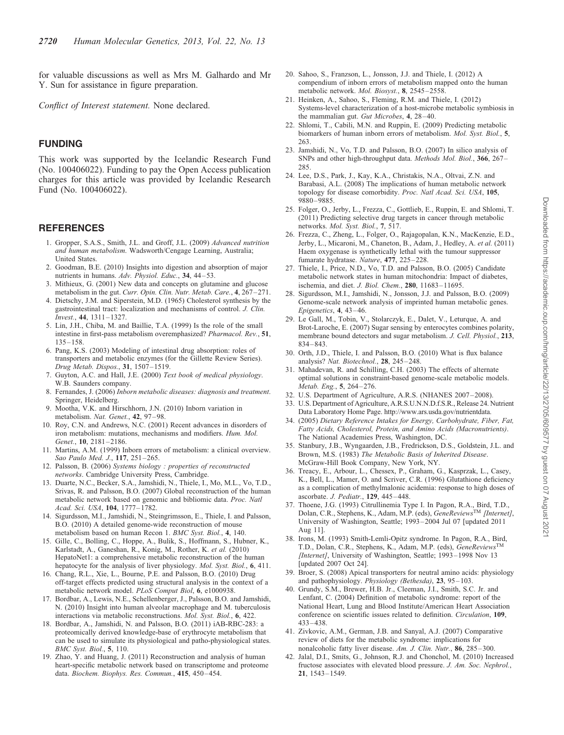for valuable discussions as well as Mrs M. Galhardo and Mr Y. Sun for assistance in figure preparation.

*Conflict of Interest statement.* None declared.

## FUNDING

This work was supported by the Icelandic Research Fund (No. 100406022). Funding to pay the Open Access publication charges for this article was provided by Icelandic Research Fund (No. 100406022).

## REFERENCES

1. Gropper, S.A.S., Smith, J.L. and Groff, J.L. (2009) *Advanced nutrition and human metabolism.* Wadsworth/Cengage Learning, Australia; United States.
2. Goodman, B.E. (2010) Insights into digestion and absorption of major nutrients in humans. *Adv. Physiol. Educ.*, **34**, 44–53.
3. Mithieux, G. (2001) New data and concepts on glutamine and glucose metabolism in the gut. *Curr. Opin. Clin. Nutr. Metab. Care.*, **4**, 267–271.
4. Dietschy, J.M. and Siperstein, M.D. (1965) Cholesterol synthesis by the gastrointestinal tract: localization and mechanisms of control. *J. Clin. Invest.*, **44**, 1311–1327.
5. Lin, J.H., Chiba, M. and Baillie, T.A. (1999) Is the role of the small intestine in first-pass metabolism overemphasized? *Pharmacol. Rev.*, **51**, 135–158.
6. Pang, K.S. (2003) Modeling of intestinal drug absorption: roles of transporters and metabolic enzymes (for the Gillette Review Series). *Drug Metab. Dispos.*, **31**, 1507–1519.
7. Guyton, A.C. and Hall, J.E. (2000) *Text book of medical physiology*. W.B. Saunders company.
8. Fernandes, J. (2006) *Inborn metabolic diseases: diagnosis and treatment*. Springer, Heidelberg.
9. Mootha, V.K. and Hirschhorn, J.N. (2010) Inborn variation in metabolism. *Nat. Genet.*, **42**, 97–98.
10. Roy, C.N. and Andrews, N.C. (2001) Recent advances in disorders of iron metabolism: mutations, mechanisms and modifiers. *Hum. Mol. Genet.*, **10**, 2181–2186.
11. Martins, A.M. (1999) Inborn errors of metabolism: a clinical overview. *Sao Paulo Med. J.*, **117**, 251–265.
12. Palsson, B. (2006) *Systems biology : properties of reconstructed networks*. Cambridge University Press, Cambridge.
13. Duarte, N.C., Becker, S.A., Jamshidi, N., Thiele, I., Mo, M.L., Vo, T.D., Srivas, R. and Palsson, B.O. (2007) Global reconstruction of the human metabolic network based on genomic and bibliomic data. *Proc. Natl Acad. Sci. USA*, **104**, 1777–1782.
14. Sigurdsson, M.I., Jamshidi, N., Steingrimsson, E., Thiele, I. and Palsson, B.O. (2010) A detailed genome-wide reconstruction of mouse metabolism based on human Recon 1. *BMC Syst. Biol.*, **4**, 140.
15. Gille, C., Bolling, C., Hoppe, A., Bulik, S., Hoffmann, S., Hubner, K., Karlstadt, A., Ganeshan, R., Konig, M., Rother, K. *et al.* (2010) HepatoNet1: a comprehensive metabolic reconstruction of the human hepatocyte for the analysis of liver physiology. *Mol. Syst. Biol.*, **6**, 411.
16. Chang, R.L., Xie, L., Bourne, P.E. and Palsson, B.O. (2010) Drug off-target effects predicted using structural analysis in the context of a metabolic network model. *PLoS Comput Biol*, **6**, e1000938.
17. Bordbar, A., Lewis, N.E., Schellenberger, J., Palsson, B.O. and Jamshidi, N. (2010) Insight into human alveolar macrophage and M. tuberculosis interactions via metabolic reconstructions. *Mol. Syst. Biol.*, **6**, 422.
18. Bordbar, A., Jamshidi, N. and Palsson, B.O. (2011) iAB-RBC-283: a proteomically derived knowledge-base of erythrocyte metabolism that can be used to simulate its physiological and patho-physiological states. *BMC Syst. Biol.*, **5**, 110.
19. Zhao, Y. and Huang, J. (2011) Reconstruction and analysis of human heart-specific metabolic network based on transcriptome and proteome data. *Biochem. Biophys. Res. Commun.*, **415**, 450–454.
20. Sahoo, S., Franzson, L., Jonsson, J.J. and Thiele, I. (2012) A compendium of inborn errors of metabolism mapped onto the human metabolic network. *Mol. Biosyst.*, **8**, 2545–2558.
21. Heinken, A., Sahoo, S., Fleming, R.M. and Thiele, I. (2012) Systems-level characterization of a host-microbe metabolic symbiosis in the mammalian gut. *Gut Microbes*, **4**, 28–40.
22. Shlomi, T., Cabili, M.N. and Ruppin, E. (2009) Predicting metabolic biomarkers of human inborn errors of metabolism. *Mol. Syst. Biol.*, **5**, 263.
23. Jamshidi, N., Vo, T.D. and Palsson, B.O. (2007) In silico analysis of SNPs and other high-throughput data. *Methods Mol. Biol.*, **366**, 267–285.
24. Lee, D.S., Park, J., Kay, K.A., Christakis, N.A., Oltvai, Z.N. and Barabasi, A.L. (2008) The implications of human metabolic network topology for disease comorbidity. *Proc. Natl Acad. Sci. USA*, **105**, 9880–9885.
25. Folger, O., Jerby, L., Frezza, C., Gottlieb, E., Ruppin, E. and Shlomi, T. (2011) Predicting selective drug targets in cancer through metabolic networks. *Mol. Syst. Biol.*, **7**, 517.
26. Frezza, C., Zheng, L., Folger, O., Rajagopalan, K.N., MacKenzie, E.D., Jerby, L., Micaroni, M., Chaneton, B., Adam, J., Hedley, A. *et al.* (2011) Haem oxygenase is synthetically lethal with the tumour suppressor fumarate hydratase. *Nature*, **477**, 225–228.
27. Thiele, I., Price, N.D., Vo, T.D. and Palsson, B.O. (2005) Candidate metabolic network states in human mitochondria: Impact of diabetes, ischemia, and diet. *J. Biol. Chem.*, **280**, 11683–11695.
28. Sigurdsson, M.I., Jamshidi, N., Jonsson, J.J. and Palsson, B.O. (2009) Genome-scale network analysis of imprinted human metabolic genes. *Epigenetics*, **4**, 43–46.
29. Le Gall, M., Tobin, V., Stolarczyk, E., Dalet, V., Leturque, A. and Brot-Laroche, E. (2007) Sugar sensing by enterocytes combines polarity, membrane bound detectors and sugar metabolism. *J. Cell. Physiol.*, **213**, 834–843.
30. Orth, J.D., Thiele, I. and Palsson, B.O. (2010) What is flux balance analysis? *Nat. Biotechnol.*, **28**, 245–248.
31. Mahadevan, R. and Schilling, C.H. (2003) The effects of alternate optimal solutions in constraint-based genome-scale metabolic models. *Metab. Eng.*, **5**, 264–276.
32. U.S. Department of Agriculture, A.R.S. (NHANES 2007–2008).
33. U.S. Department of Agriculture, A.R.S.U.N.N.D.f.S.R., Release 24. Nutrient Data Laboratory Home Page. http://www.ars.usda.gov/nutrientdata.
34. (2005) *Dietary Reference Intakes for Energy, Carbohydrate, Fiber, Fat, Fatty Acids, Cholesterol, Protein, and Amino Acids (Macronutrients)*. The National Academies Press, Washington, DC.
35. Stanbury, J.B., Wyngaarden, J.B., Fredrickson, D.S., Goldstein, J.L. and Brown, M.S. (1983) *The Metabolic Basis of Inherited Disease*. McGraw-Hill Book Company, New York, NY.
36. Treacy, E., Arbour, L., Chessex, P., Graham, G., Kasprzak, L., Casey, K., Bell, L., Mamer, O. and Scriver, C.R. (1996) Glutathione deficiency as a complication of methylmalonic acidemia: response to high doses of ascorbate. *J. Pediatr.*, **129**, 445–448.
37. Thoene, J.G. (1993) Citrullinemia Type I. In Pagon, R.A., Bird, T.D., Dolan, C.R., Stephens, K., Adam, M.P. (eds), *GeneReviews™ [Internet]*, University of Washington, Seattle; 1993–2004 Jul 07 [updated 2011 Aug 11].
38. Irons, M. (1993) Smith-Lemli-Opitz syndrome. In Pagon, R.A., Bird, T.D., Dolan, C.R., Stephens, K., Adam, M.P. (eds), *GeneReviews™ [Internet]*, University of Washington, Seattle; 1993–1998 Nov 13 [updated 2007 Oct 24].
39. Broer, S. (2008) Apical transporters for neutral amino acids: physiology and pathophysiology. *Physiology (Bethesda)*, **23**, 95–103.
40. Grundy, S.M., Brewer, H.B. Jr, Cleeman, J.I., Smith, S.C. Jr. and Lenfant, C. (2004) Definition of metabolic syndrome: report of the National Heart, Lung and Blood Institute/American Heart Association conference on scientific issues related to definition. *Circulation*, **109**, 433–438.
41. Zivkovic, A.M., German, J.B. and Sanyal, A.J. (2007) Comparative review of diets for the metabolic syndrome: implications for nonalcoholic fatty liver disease. *Am. J. Clin. Nutr.*, **86**, 285–300.
42. Jalal, D.I., Smits, G., Johnson, R.J. and Chonchol, M. (2010) Increased fructose associates with elevated blood pressure. *J. Am. Soc. Nephrol.*, **21**, 1543–1549.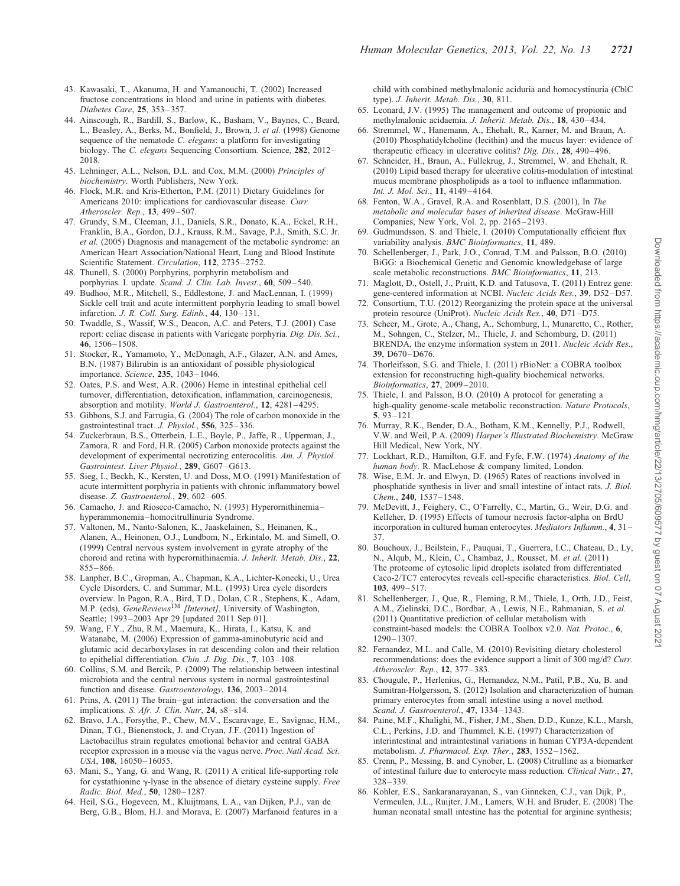43. Kawasaki, T., Akanuma, H. and Yamanouchi, T. (2002) Increased fructose concentrations in blood and urine in patients with diabetes. *Diabetes Care*, **25**, 353–357.
44. Ainscough, R., Bardill, S., Barlow, K., Basham, V., Baynes, C., Beard, L., Beasley, A., Berks, M., Bonfield, J., Brown, J. *et al.* (1998) Genome sequence of the nematode *C. elegans*: a platform for investigating biology. The *C. elegans* Sequencing Consortium. Science, **282**, 2012–2018.
45. Lehninger, A.L., Nelson, D.L. and Cox, M.M. (2000) *Principles of biochemistry*. Worth Publishers, New York.
46. Flock, M.R. and Kris-Etherton, P.M. (2011) Dietary Guidelines for Americans 2010: implications for cardiovascular disease. *Curr. Atheroscler. Rep.*, **13**, 499–507.
47. Grundy, S.M., Cleeman, J.I., Daniels, S.R., Donato, K.A., Eckel, R.H., Franklin, B.A., Gordon, D.J., Krauss, R.M., Savage, P.J., Smith, S.C. Jr. *et al.* (2005) Diagnosis and management of the metabolic syndrome: an American Heart Association/National Heart, Lung and Blood Institute Scientific Statement. *Circulation*, **112**, 2735–2752.
48. Thunell, S. (2000) Porphyrins, porphyrin metabolism and porphyrias. I. update. *Scand. J. Clin. Lab. Invest.*, **60**, 509–540.
49. Budhoo, M.R., Mitchell, S., Eddlestone, J. and MacLennan, I. (1999) Sickle cell trait and acute intermittent porphyria leading to small bowel infarction. *J. R. Coll. Surg. Edinb.*, **44**, 130–131.
50. Twaddle, S., Wassif, W.S., Deacon, A.C. and Peters, T.J. (2001) Case report: celiac disease in patients with Variegate porphyria. *Dig. Dis. Sci.*, **46**, 1506–1508.
51. Stocker, R., Yamamoto, Y., McDonagh, A.F., Glazer, A.N. and Ames, B.N. (1987) Bilirubin is an antioxidant of possible physiological importance. *Science*, **235**, 1043–1046.
52. Oates, P.S. and West, A.R. (2006) Heme in intestinal epithelial cell turnover, differentiation, detoxification, inflammation, carcinogenesis, absorption and motility. *World J. Gastroenterol.*, **12**, 4281–4295.
53. Gibbons, S.J. and Farrugia, G. (2004) The role of carbon monoxide in the gastrointestinal tract. *J. Physiol.*, **556**, 325–336.
54. Zuckerbraun, B.S., Otterbein, L.E., Boyle, P., Jaffe, R., Upperman, J., Zamora, R. and Ford, H.R. (2005) Carbon monoxide protects against the development of experimental necrotizing enterocolitis. *Am. J. Physiol. Gastrointest. Liver Physiol.*, **289**, G607–G613.
55. Sieg, I., Beckh, K., Kersten, U. and Doss, M.O. (1991) Manifestation of acute intermittent porphyria in patients with chronic inflammatory bowel disease. *Z. Gastroenterol.*, **29**, 602–605.
56. Camacho, J. and Rioseco-Camacho, N. (1993) Hyperornithinemia–hyperammonemia–homocitrullinuria Syndrome.
57. Valtonen, M., Nanto-Salonen, K., Jaaskelainen, S., Heinanen, K., Alanen, A., Heinonen, O.J., Lundbom, N., Erkintalo, M. and Simell, O. (1999) Central nervous system involvement in gyrate atrophy of the choroid and retina with hyperornithinaemia. *J. Inherit. Metab. Dis*., **22**, 855–866.
58. Lanpher, B.C., Gropman, A., Chapman, K.A., Lichter-Konecki, U., Urea Cycle Disorders, C. and Summar, M.L. (1993) Urea cycle disorders overview. In Pagon, R.A., Bird, T.D., Dolan, C.R., Stephens, K., Adam, M.P. (eds), *GeneReviews*$^{TM}$ *[Internet]*, University of Washington, Seattle; 1993–2003 Apr 29 [updated 2011 Sep 01].
59. Wang, F.Y., Zhu, R.M., Maemura, K., Hirata, I., Katsu, K. and Watanabe, M. (2006) Expression of gamma-aminobutyric acid and glutamic acid decarboxylases in rat descending colon and their relation to epithelial differentiation. *Chin. J. Dig. Dis.*, **7**, 103–108.
60. Collins, S.M. and Bercik, P. (2009) The relationship between intestinal microbiota and the central nervous system in normal gastrointestinal function and disease. *Gastroenterology*, **136**, 2003–2014.
61. Prins, A. (2011) The brain–gut interaction: the conversation and the implications. *S. Afr. J. Clin. Nutr*, **24**, s8–s14.
62. Bravo, J.A., Forsythe, P., Chew, M.V., Escaravage, E., Savignac, H.M., Dinan, T.G., Bienenstock, J. and Cryan, J.F. (2011) Ingestion of Lactobacillus strain regulates emotional behavior and central GABA receptor expression in a mouse via the vagus nerve. *Proc. Natl Acad. Sci. USA*, **108**, 16050–16055.
63. Mani, S., Yang, G. and Wang, R. (2011) A critical life-supporting role for cystathionine γ-lyase in the absence of dietary cysteine supply. *Free Radic. Biol. Med.*, **50**, 1280–1287.
64. Heil, S.G., Hogeveen, M., Kluijtmans, L.A., van Dijken, P.J., van de Berg, G.B., Blom, H.J. and Morava, E. (2007) Marfanoid features in a child with combined methylmalonic aciduria and homocystinuria (CblC type). *J. Inherit. Metab. Dis.*, **30**, 811.
65. Leonard, J.V. (1995) The management and outcome of propionic and methylmalonic acidaemia. *J. Inherit. Metab. Dis.*, **18**, 430–434.
66. Stremmel, W., Hanemann, A., Ehehalt, R., Karner, M. and Braun, A. (2010) Phosphatidylcholine (lecithin) and the mucus layer: evidence of therapeutic efficacy in ulcerative colitis? *Dig. Dis.*, **28**, 490–496.
67. Schneider, H., Braun, A., Fullekrug, J., Stremmel, W. and Ehehalt, R. (2010) Lipid based therapy for ulcerative colitis-modulation of intestinal mucus membrane phospholipids as a tool to influence inflammation. *Int. J. Mol. Sci.*, **11**, 4149–4164.
68. Fenton, W.A., Gravel, R.A. and Rosenblatt, D.S. (2001), In *The metabolic and molecular bases of inherited disease*. McGraw-Hill Companies, New York, Vol. 2, pp. 2165–2193.
69. Gudmundsson, S. and Thiele, I. (2010) Computationally efficient flux variability analysis. *BMC Bioinformatics*, **11**, 489.
70. Schellenberger, J., Park, J.O., Conrad, T.M. and Palsson, B.O. (2010) BiGG: a Biochemical Genetic and Genomic knowledgebase of large scale metabolic reconstructions. *BMC Bioinformatics*, **11**, 213.
71. Maglott, D., Ostell, J., Pruitt, K.D. and Tatusova, T. (2011) Entrez gene: gene-centered information at NCBI. *Nucleic Acids Res.*, **39**, D52–D57.
72. Consortium, T.U. (2012) Reorganizing the protein space at the universal protein resource (UniProt). *Nucleic Acids Res.*, **40**, D71–D75.
73. Scheer, M., Grote, A., Chang, A., Schomburg, I., Munaretto, C., Rother, M., Sohngen, C., Stelzer, M., Thiele, J. and Schomburg, D. (2011) BRENDA, the enzyme information system in 2011. *Nucleic Acids Res.*, **39**, D670–D676.
74. Thorleifsson, S.G. and Thiele, I. (2011) rBioNet: a COBRA toolbox extension for reconstructing high-quality biochemical networks. *Bioinformatics*, **27**, 2009–2010.
75. Thiele, I. and Palsson, B.O. (2010) A protocol for generating a high-quality genome-scale metabolic reconstruction. *Nature Protocols*, **5**, 93–121.
76. Murray, R.K., Bender, D.A., Botham, K.M., Kennelly, P.J., Rodwell, V.W. and Weil, P.A. (2009) *Harper's Illustrated Biochemistry*. McGraw Hill Medical, New York, NY.
77. Lockhart, R.D., Hamilton, G.F. and Fyfe, F.W. (1974) *Anatomy of the human body*. R. MacLehose & company limited, London.
78. Wise, E.M. Jr. and Elwyn, D. (1965) Rates of reactions involved in phosphatide synthesis in liver and small intestine of intact rats. *J. Biol. Chem.*, **240**, 1537–1548.
79. McDevitt, J., Feighery, C., O'Farrelly, C., Martin, G., Weir, D.G. and Kelleher, D. (1995) Effects of tumour necrosis factor-alpha on BrdU incorporation in cultured human enterocytes. *Mediators Inflamm.*, **4**, 31–37.
80. Bouchoux, J., Beilstein, F., Pauquai, T., Guerrera, I.C., Chateau, D., Ly, N., Alqub, M., Klein, C., Chambaz, J., Rousset, M. *et al.* (2011) The proteome of cytosolic lipid droplets isolated from differentiated Caco-2/TC7 enterocytes reveals cell-specific characteristics. *Biol. Cell*, **103**, 499–517.
81. Schellenberger, J., Que, R., Fleming, R.M., Thiele, I., Orth, J.D., Feist, A.M., Zielinski, D.C., Bordbar, A., Lewis, N.E., Rahmanian, S. *et al.* (2011) Quantitative prediction of cellular metabolism with constraint-based models: the COBRA Toolbox v2.0. *Nat. Protoc.*, **6**, 1290–1307.
82. Fernandez, M.L. and Calle, M. (2010) Revisiting dietary cholesterol recommendations: does the evidence support a limit of 300 mg/d? *Curr. Atheroscler. Rep.*, **12**, 377–383.
83. Chougule, P., Herlenius, G., Hernandez, N.M., Patil, P.B., Xu, B. and Sumitran-Holgersson, S. (2012) Isolation and characterization of human primary enterocytes from small intestine using a novel method. *Scand. J. Gastroenterol.*, **47**, 1334–1343.
84. Paine, M.F., Khalighi, M., Fisher, J.M., Shen, D.D., Kunze, K.L., Marsh, C.L., Perkins, J.D. and Thummel, K.E. (1997) Characterization of interintestinal and intraintestinal variations in human CYP3A-dependent metabolism. *J. Pharmacol. Exp. Ther.*, **283**, 1552–1562.
85. Crenn, P., Messing, B. and Cynober, L. (2008) Citrulline as a biomarker of intestinal failure due to enterocyte mass reduction. *Clinical Nutr.*, **27**, 328–339.
86. Kohler, E.S., Sankaranarayanan, S., van Ginneken, C.J., van Dijk, P., Vermeulen, J.L., Ruijter, J.M., Lamers, W.H. and Bruder, E. (2008) The human neonatal small intestine has the potential for arginine synthesis;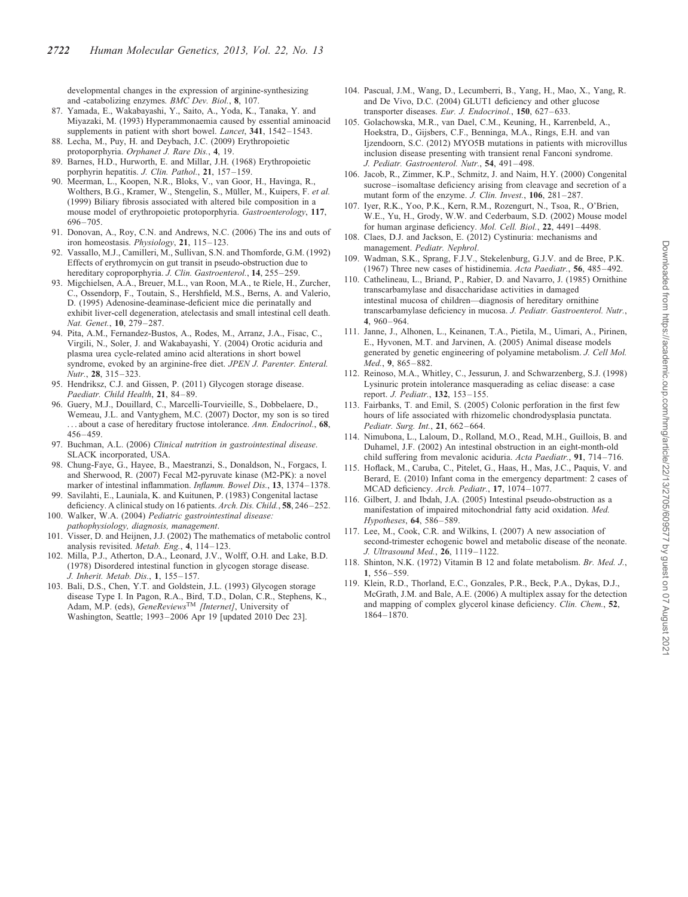developmental changes in the expression of arginine-synthesizing and -catabolizing enzymes. *BMC Dev. Biol.*, **8**, 107.

87. Yamada, E., Wakabayashi, Y., Saito, A., Yoda, K., Tanaka, Y. and Miyazaki, M. (1993) Hyperammonaemia caused by essential aminoacid supplements in patient with short bowel. *Lancet*, **341**, 1542–1543.
88. Lecha, M., Puy, H. and Deybach, J.C. (2009) Erythropoietic protoporphyria. *Orphanet J. Rare Dis.*, **4**, 19.
89. Barnes, H.D., Hurworth, E. and Millar, J.H. (1968) Erythropoietic porphyrin hepatitis. *J. Clin. Pathol.*, **21**, 157–159.
90. Meerman, L., Koopen, N.R., Bloks, V., van Goor, H., Havinga, R., Wolthers, B.G., Kramer, W., Stengelin, S., Müller, M., Kuipers, F. *et al.* (1999) Biliary fibrosis associated with altered bile composition in a mouse model of erythropoietic protoporphyria. *Gastroenterology*, **117**, 696–705.
91. Donovan, A., Roy, C.N. and Andrews, N.C. (2006) The ins and outs of iron homeostasis. *Physiology*, **21**, 115–123.
92. Vassallo, M.J., Camilleri, M., Sullivan, S.N. and Thomforde, G.M. (1992) Effects of erythromycin on gut transit in pseudo-obstruction due to hereditary coproporphyria. *J. Clin. Gastroenterol.*, **14**, 255–259.
93. Migchielsen, A.A., Breuer, M.L., van Roon, M.A., te Riele, H., Zurcher, C., Ossendorp, F., Toutain, S., Hershfield, M.S., Berns, A. and Valerio, D. (1995) Adenosine-deaminase-deficient mice die perinatally and exhibit liver-cell degeneration, atelectasis and small intestinal cell death. *Nat. Genet.*, **10**, 279–287.
94. Pita, A.M., Fernandez-Bustos, A., Rodes, M., Arranz, J.A., Fisac, C., Virgili, N., Soler, J. and Wakabayashi, Y. (2004) Orotic aciduria and plasma urea cycle-related amino acid alterations in short bowel syndrome, evoked by an arginine-free diet. *JPEN J. Parenter. Enteral. Nutr.*, **28**, 315–323.
95. Hendriksz, C.J. and Gissen, P. (2011) Glycogen storage disease. *Paediatr. Child Health*, **21**, 84–89.
96. Guery, M.J., Douillard, C., Marcelli-Tourvieille, S., Dobbelaere, D., Wemeau, J.L. and Vantyghem, M.C. (2007) Doctor, my son is so tired … about a case of hereditary fructose intolerance. *Ann. Endocrinol.*, **68**, 456–459.
97. Buchman, A.L. (2006) *Clinical nutrition in gastrointestinal disease*. SLACK incorporated, USA.
98. Chung-Faye, G., Hayee, B., Maestranzi, S., Donaldson, N., Forgacs, I. and Sherwood, R. (2007) Fecal M2-pyruvate kinase (M2-PK): a novel marker of intestinal inflammation. *Inflamm. Bowel Dis.*, **13**, 1374–1378.
99. Savilahti, E., Launiala, K. and Kuitunen, P. (1983) Congenital lactase deficiency. A clinical study on 16 patients. *Arch. Dis. Child.*, **58**, 246–252.
100. Walker, W.A. (2004) *Pediatric gastrointestinal disease: pathophysiology, diagnosis, management*.
101. Visser, D. and Heijnen, J.J. (2002) The mathematics of metabolic control analysis revisited. *Metab. Eng.*, **4**, 114–123.
102. Milla, P.J., Atherton, D.A., Leonard, J.V., Wolff, O.H. and Lake, B.D. (1978) Disordered intestinal function in glycogen storage disease. *J. Inherit. Metab. Dis.*, **1**, 155–157.
103. Bali, D.S., Chen, Y.T. and Goldstein, J.L. (1993) Glycogen storage disease Type I. In Pagon, R.A., Bird, T.D., Dolan, C.R., Stephens, K., Adam, M.P. (eds), *GeneReviews™ [Internet]*, University of Washington, Seattle; 1993–2006 Apr 19 [updated 2010 Dec 23].
104. Pascual, J.M., Wang, D., Lecumberri, B., Yang, H., Mao, X., Yang, R. and De Vivo, D.C. (2004) GLUT1 deficiency and other glucose transporter diseases. *Eur. J. Endocrinol.*, **150**, 627–633.
105. Golachowska, M.R., van Dael, C.M., Keuning, H., Karrenbeld, A., Hoekstra, D., Gijsbers, C.F., Benninga, M.A., Rings, E.H. and van Ijzendoorn, S.C. (2012) MYO5B mutations in patients with microvillus inclusion disease presenting with transient renal Fanconi syndrome. *J. Pediatr. Gastroenterol. Nutr.*, **54**, 491–498.
106. Jacob, R., Zimmer, K.P., Schmitz, J. and Naim, H.Y. (2000) Congenital sucrose–isomaltase deficiency arising from cleavage and secretion of a mutant form of the enzyme. *J. Clin. Invest.*, **106**, 281–287.
107. Iyer, R.K., Yoo, P.K., Kern, R.M., Rozengurt, N., Tsoa, R., O'Brien, W.E., Yu, H., Grody, W.W. and Cederbaum, S.D. (2002) Mouse model for human arginase deficiency. *Mol. Cell. Biol.*, **22**, 4491–4498.
108. Claes, D.J. and Jackson, E. (2012) Cystinuria: mechanisms and management. *Pediatr. Nephrol*.
109. Wadman, S.K., Sprang, F.J.V., Stekelenburg, G.J.V. and de Bree, P.K. (1967) Three new cases of histidinemia. *Acta Paediatr.*, **56**, 485–492.
110. Cathelineau, L., Briand, P., Rabier, D. and Navarro, J. (1985) Ornithine transcarbamylase and disaccharidase activities in damaged intestinal mucosa of children—diagnosis of hereditary ornithine transcarbamylase deficiency in mucosa. *J. Pediatr. Gastroenterol. Nutr.*, **4**, 960–964.
111. Janne, J., Alhonen, L., Keinanen, T.A., Pietila, M., Uimari, A., Pirinen, E., Hyvonen, M.T. and Jarvinen, A. (2005) Animal disease models generated by genetic engineering of polyamine metabolism. *J. Cell Mol. Med.*, **9**, 865–882.
112. Reinoso, M.A., Whitley, C., Jessurun, J. and Schwarzenberg, S.J. (1998) Lysinuric protein intolerance masquerading as celiac disease: a case report. *J. Pediatr.*, **132**, 153–155.
113. Fairbanks, T. and Emil, S. (2005) Colonic perforation in the first few hours of life associated with rhizomelic chondrodysplasia punctata. *Pediatr. Surg. Int.*, **21**, 662–664.
114. Nimubona, L., Laloum, D., Rolland, M.O., Read, M.H., Guillois, B. and Duhamel, J.F. (2002) An intestinal obstruction in an eight-month-old child suffering from mevalonic aciduria. *Acta Paediatr.*, **91**, 714–716.
115. Hoflack, M., Caruba, C., Pitelet, G., Haas, H., Mas, J.C., Paquis, V. and Berard, E. (2010) Infant coma in the emergency department: 2 cases of MCAD deficiency. *Arch. Pediatr.*, **17**, 1074–1077.
116. Gilbert, J. and Ibdah, J.A. (2005) Intestinal pseudo-obstruction as a manifestation of impaired mitochondrial fatty acid oxidation. *Med. Hypotheses*, **64**, 586–589.
117. Lee, M., Cook, C.R. and Wilkins, I. (2007) A new association of second-trimester echogenic bowel and metabolic disease of the neonate. *J. Ultrasound Med.*, **26**, 1119–1122.
118. Shinton, N.K. (1972) Vitamin B 12 and folate metabolism. *Br. Med. J.*, **1**, 556–559.
119. Klein, R.D., Thorland, E.C., Gonzales, P.R., Beck, P.A., Dykas, D.J., McGrath, J.M. and Bale, A.E. (2006) A multiplex assay for the detection and mapping of complex glycerol kinase deficiency. *Clin. Chem.*, **52**, 1864–1870.